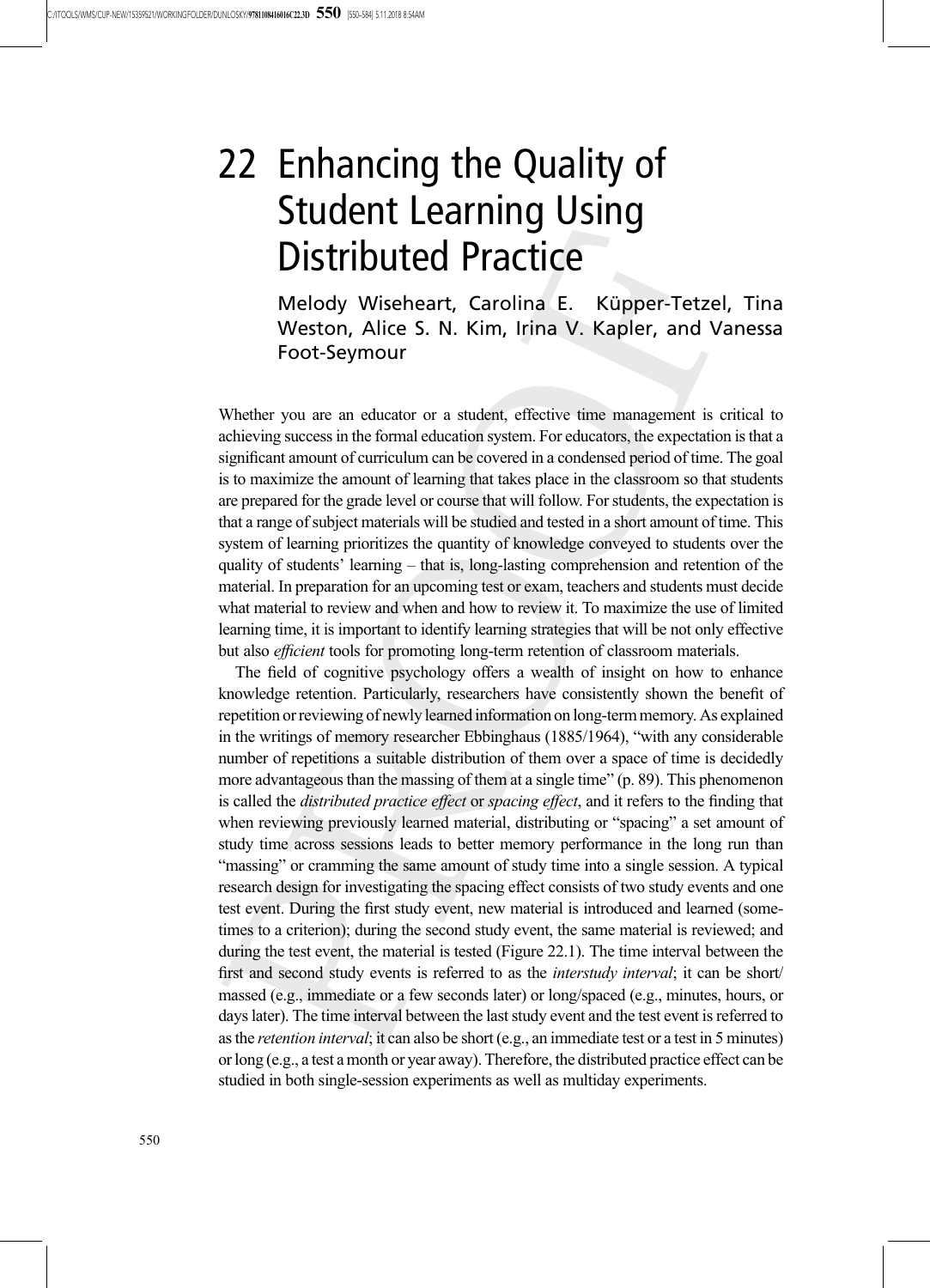# 22 Enhancing the Quality of Student Learning Using Distributed Practice

Melody Wiseheart, Carolina E. Küpper-Tetzel, Tina Weston, Alice S. N. Kim, Irina V. Kapler, and Vanessa Foot-Seymour

Whether you are an educator or a student, effective time management is critical to achieving success in the formal education system. For educators, the expectation is that a significant amount of curriculum can be covered in a condensed period of time. The goal is to maximize the amount of learning that takes place in the classroom so that students are prepared for the grade level or course that will follow. For students, the expectation is that a range of subject materials will be studied and tested in a short amount of time. This system of learning prioritizes the quantity of knowledge conveyed to students over the quality of students' learning – that is, long-lasting comprehension and retention of the material. In preparation for an upcoming test or exam, teachers and students must decide what material to review and when and how to review it. To maximize the use of limited learning time, it is important to identify learning strategies that will be not only effective but also *efficient* tools for promoting long-term retention of classroom materials.

The field of cognitive psychology offers a wealth of insight on how to enhance knowledge retention. Particularly, researchers have consistently shown the benefit of repetition or reviewing of newly learned information on long-term memory. As explained in the writings of memory researcher Ebbinghaus (1885/1964), "with any considerable number of repetitions a suitable distribution of them over a space of time is decidedly more advantageous than the massing of them at a single time" (p. 89). This phenomenon is called the *distributed practice effect* or *spacing effect*, and it refers to the finding that when reviewing previously learned material, distributing or "spacing" a set amount of study time across sessions leads to better memory performance in the long run than "massing" or cramming the same amount of study time into a single session. A typical research design for investigating the spacing effect consists of two study events and one test event. During the first study event, new material is introduced and learned (sometimes to a criterion); during the second study event, the same material is reviewed; and during the test event, the material is tested (Figure 22.1). The time interval between the first and second study events is referred to as the *interstudy interval*; it can be short/massed (e.g., immediate or a few seconds later) or long/spaced (e.g., minutes, hours, or days later). The time interval between the last study event and the test event is referred to as the *retention interval*; it can also be short (e.g., an immediate test or a test in 5 minutes) or long (e.g., a test a month or year away). Therefore, the distributed practice effect can be studied in both single-session experiments as well as multiday experiments.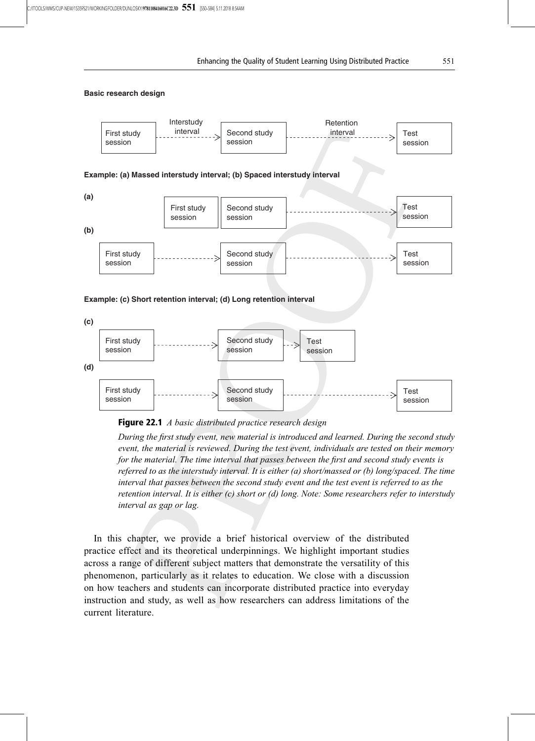**Basic research design**

First study session — Interstudy interval → Second study session — Retention interval → Test session

**Example: (a) Massed interstudy interval; (b) Spaced interstudy interval**

(a)

First study session | Second study session → Test session

(b)

First study session → Second study session → Test session

**Example: (c) Short retention interval; (d) Long retention interval**

(c)

First study session → Second study session → Test session

(d)

First study session → Second study session → Test session

**Figure 22.1** *A basic distributed practice research design*

*During the first study event, new material is introduced and learned. During the second study event, the material is reviewed. During the test event, individuals are tested on their memory for the material. The time interval that passes between the first and second study events is referred to as the interstudy interval. It is either (a) short/massed or (b) long/spaced. The time interval that passes between the second study event and the test event is referred to as the retention interval. It is either (c) short or (d) long. Note: Some researchers refer to interstudy interval as gap or lag.*

In this chapter, we provide a brief historical overview of the distributed practice effect and its theoretical underpinnings. We highlight important studies across a range of different subject matters that demonstrate the versatility of this phenomenon, particularly as it relates to education. We close with a discussion on how teachers and students can incorporate distributed practice into everyday instruction and study, as well as how researchers can address limitations of the current literature.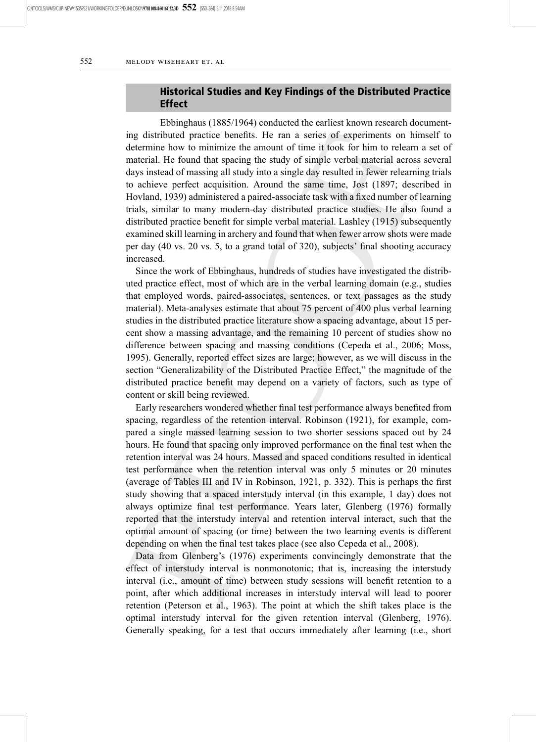## Historical Studies and Key Findings of the Distributed Practice Effect

Ebbinghaus (1885/1964) conducted the earliest known research documenting distributed practice benefits. He ran a series of experiments on himself to determine how to minimize the amount of time it took for him to relearn a set of material. He found that spacing the study of simple verbal material across several days instead of massing all study into a single day resulted in fewer relearning trials to achieve perfect acquisition. Around the same time, Jost (1897; described in Hovland, 1939) administered a paired-associate task with a fixed number of learning trials, similar to many modern-day distributed practice studies. He also found a distributed practice benefit for simple verbal material. Lashley (1915) subsequently examined skill learning in archery and found that when fewer arrow shots were made per day (40 vs. 20 vs. 5, to a grand total of 320), subjects' final shooting accuracy increased.

Since the work of Ebbinghaus, hundreds of studies have investigated the distributed practice effect, most of which are in the verbal learning domain (e.g., studies that employed words, paired-associates, sentences, or text passages as the study material). Meta-analyses estimate that about 75 percent of 400 plus verbal learning studies in the distributed practice literature show a spacing advantage, about 15 percent show a massing advantage, and the remaining 10 percent of studies show no difference between spacing and massing conditions (Cepeda et al., 2006; Moss, 1995). Generally, reported effect sizes are large; however, as we will discuss in the section "Generalizability of the Distributed Practice Effect," the magnitude of the distributed practice benefit may depend on a variety of factors, such as type of content or skill being reviewed.

Early researchers wondered whether final test performance always benefited from spacing, regardless of the retention interval. Robinson (1921), for example, compared a single massed learning session to two shorter sessions spaced out by 24 hours. He found that spacing only improved performance on the final test when the retention interval was 24 hours. Massed and spaced conditions resulted in identical test performance when the retention interval was only 5 minutes or 20 minutes (average of Tables III and IV in Robinson, 1921, p. 332). This is perhaps the first study showing that a spaced interstudy interval (in this example, 1 day) does not always optimize final test performance. Years later, Glenberg (1976) formally reported that the interstudy interval and retention interval interact, such that the optimal amount of spacing (or time) between the two learning events is different depending on when the final test takes place (see also Cepeda et al., 2008).

Data from Glenberg's (1976) experiments convincingly demonstrate that the effect of interstudy interval is nonmonotonic; that is, increasing the interstudy interval (i.e., amount of time) between study sessions will benefit retention to a point, after which additional increases in interstudy interval will lead to poorer retention (Peterson et al., 1963). The point at which the shift takes place is the optimal interstudy interval for the given retention interval (Glenberg, 1976). Generally speaking, for a test that occurs immediately after learning (i.e., short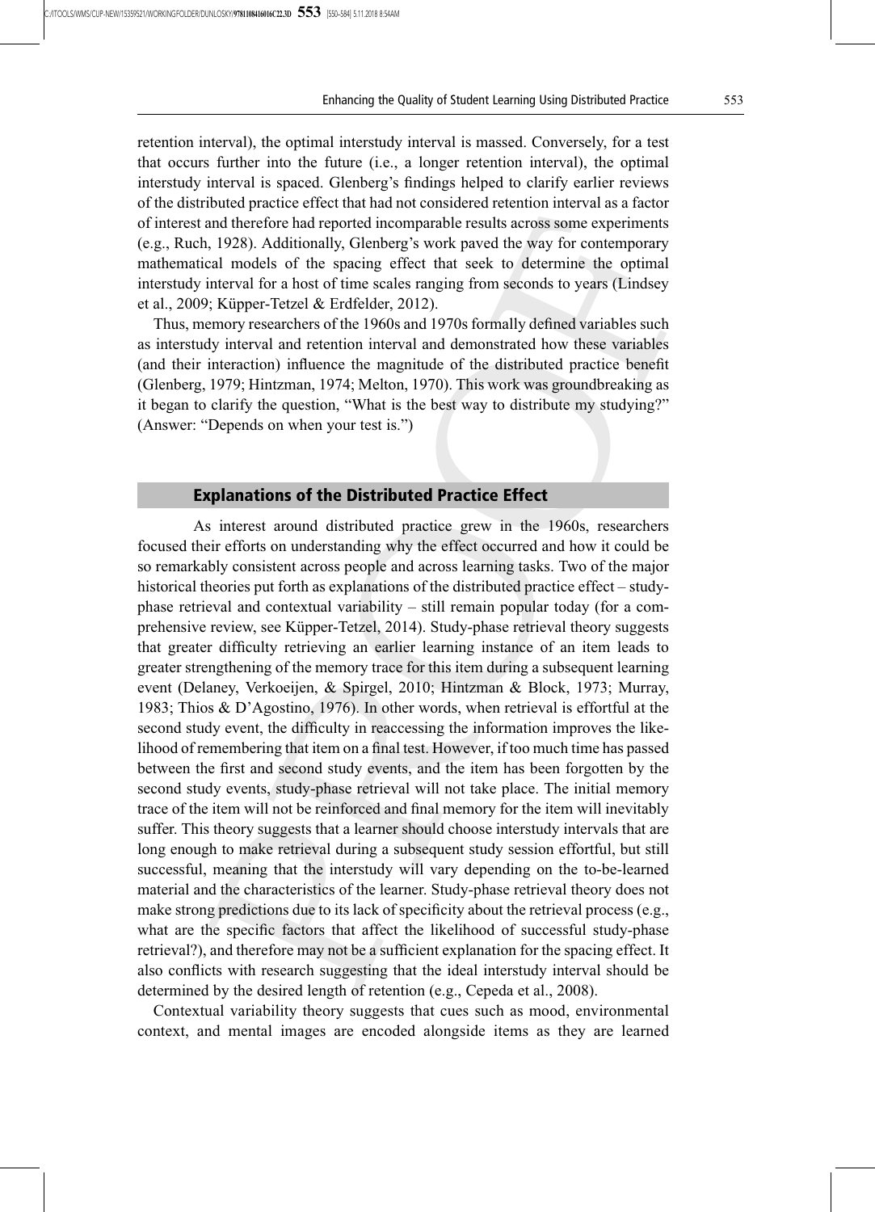retention interval), the optimal interstudy interval is massed. Conversely, for a test that occurs further into the future (i.e., a longer retention interval), the optimal interstudy interval is spaced. Glenberg's findings helped to clarify earlier reviews of the distributed practice effect that had not considered retention interval as a factor of interest and therefore had reported incomparable results across some experiments (e.g., Ruch, 1928). Additionally, Glenberg's work paved the way for contemporary mathematical models of the spacing effect that seek to determine the optimal interstudy interval for a host of time scales ranging from seconds to years (Lindsey et al., 2009; Küpper-Tetzel & Erdfelder, 2012).

Thus, memory researchers of the 1960s and 1970s formally defined variables such as interstudy interval and retention interval and demonstrated how these variables (and their interaction) influence the magnitude of the distributed practice benefit (Glenberg, 1979; Hintzman, 1974; Melton, 1970). This work was groundbreaking as it began to clarify the question, "What is the best way to distribute my studying?" (Answer: "Depends on when your test is.")

## Explanations of the Distributed Practice Effect

As interest around distributed practice grew in the 1960s, researchers focused their efforts on understanding why the effect occurred and how it could be so remarkably consistent across people and across learning tasks. Two of the major historical theories put forth as explanations of the distributed practice effect – study-phase retrieval and contextual variability – still remain popular today (for a comprehensive review, see Küpper-Tetzel, 2014). Study-phase retrieval theory suggests that greater difficulty retrieving an earlier learning instance of an item leads to greater strengthening of the memory trace for this item during a subsequent learning event (Delaney, Verkoeijen, & Spirgel, 2010; Hintzman & Block, 1973; Murray, 1983; Thios & D'Agostino, 1976). In other words, when retrieval is effortful at the second study event, the difficulty in reaccessing the information improves the likelihood of remembering that item on a final test. However, if too much time has passed between the first and second study events, and the item has been forgotten by the second study events, study-phase retrieval will not take place. The initial memory trace of the item will not be reinforced and final memory for the item will inevitably suffer. This theory suggests that a learner should choose interstudy intervals that are long enough to make retrieval during a subsequent study session effortful, but still successful, meaning that the interstudy will vary depending on the to-be-learned material and the characteristics of the learner. Study-phase retrieval theory does not make strong predictions due to its lack of specificity about the retrieval process (e.g., what are the specific factors that affect the likelihood of successful study-phase retrieval?), and therefore may not be a sufficient explanation for the spacing effect. It also conflicts with research suggesting that the ideal interstudy interval should be determined by the desired length of retention (e.g., Cepeda et al., 2008).

Contextual variability theory suggests that cues such as mood, environmental context, and mental images are encoded alongside items as they are learned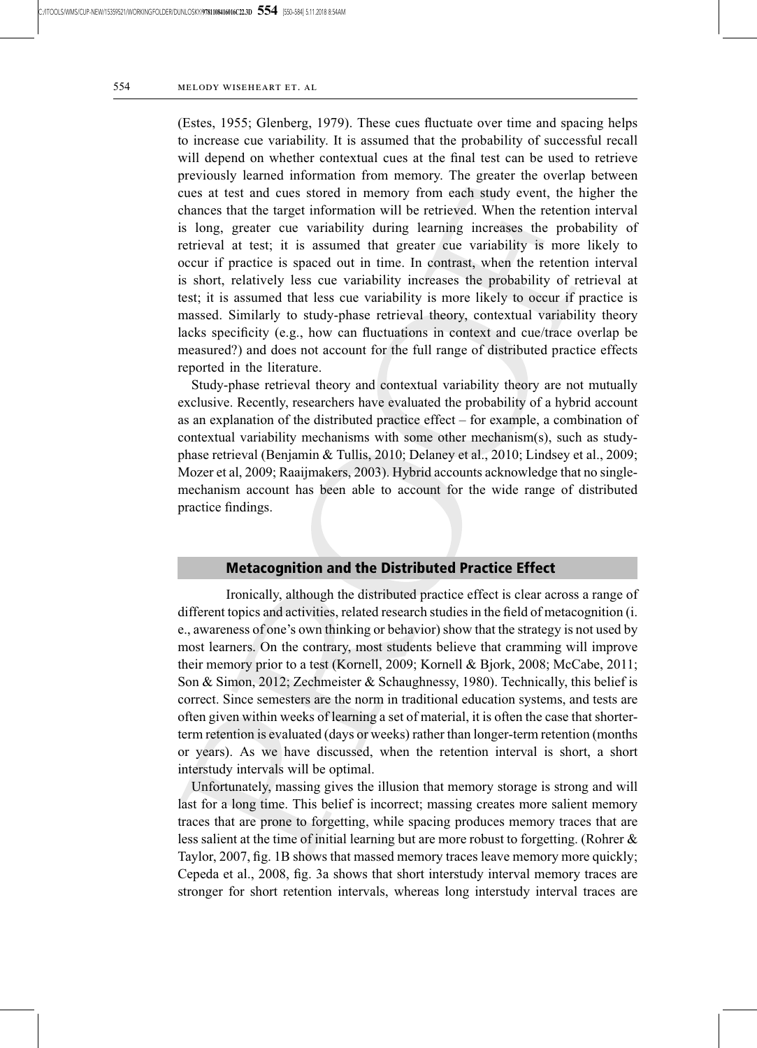(Estes, 1955; Glenberg, 1979). These cues fluctuate over time and spacing helps to increase cue variability. It is assumed that the probability of successful recall will depend on whether contextual cues at the final test can be used to retrieve previously learned information from memory. The greater the overlap between cues at test and cues stored in memory from each study event, the higher the chances that the target information will be retrieved. When the retention interval is long, greater cue variability during learning increases the probability of retrieval at test; it is assumed that greater cue variability is more likely to occur if practice is spaced out in time. In contrast, when the retention interval is short, relatively less cue variability increases the probability of retrieval at test; it is assumed that less cue variability is more likely to occur if practice is massed. Similarly to study-phase retrieval theory, contextual variability theory lacks specificity (e.g., how can fluctuations in context and cue/trace overlap be measured?) and does not account for the full range of distributed practice effects reported in the literature.

Study-phase retrieval theory and contextual variability theory are not mutually exclusive. Recently, researchers have evaluated the probability of a hybrid account as an explanation of the distributed practice effect – for example, a combination of contextual variability mechanisms with some other mechanism(s), such as study-phase retrieval (Benjamin & Tullis, 2010; Delaney et al., 2010; Lindsey et al., 2009; Mozer et al, 2009; Raaijmakers, 2003). Hybrid accounts acknowledge that no single-mechanism account has been able to account for the wide range of distributed practice findings.

## Metacognition and the Distributed Practice Effect

Ironically, although the distributed practice effect is clear across a range of different topics and activities, related research studies in the field of metacognition (i.e., awareness of one's own thinking or behavior) show that the strategy is not used by most learners. On the contrary, most students believe that cramming will improve their memory prior to a test (Kornell, 2009; Kornell & Bjork, 2008; McCabe, 2011; Son & Simon, 2012; Zechmeister & Schaughnessy, 1980). Technically, this belief is correct. Since semesters are the norm in traditional education systems, and tests are often given within weeks of learning a set of material, it is often the case that shorter-term retention is evaluated (days or weeks) rather than longer-term retention (months or years). As we have discussed, when the retention interval is short, a short interstudy intervals will be optimal.

Unfortunately, massing gives the illusion that memory storage is strong and will last for a long time. This belief is incorrect; massing creates more salient memory traces that are prone to forgetting, while spacing produces memory traces that are less salient at the time of initial learning but are more robust to forgetting. (Rohrer & Taylor, 2007, fig. 1B shows that massed memory traces leave memory more quickly; Cepeda et al., 2008, fig. 3a shows that short interstudy interval memory traces are stronger for short retention intervals, whereas long interstudy interval traces are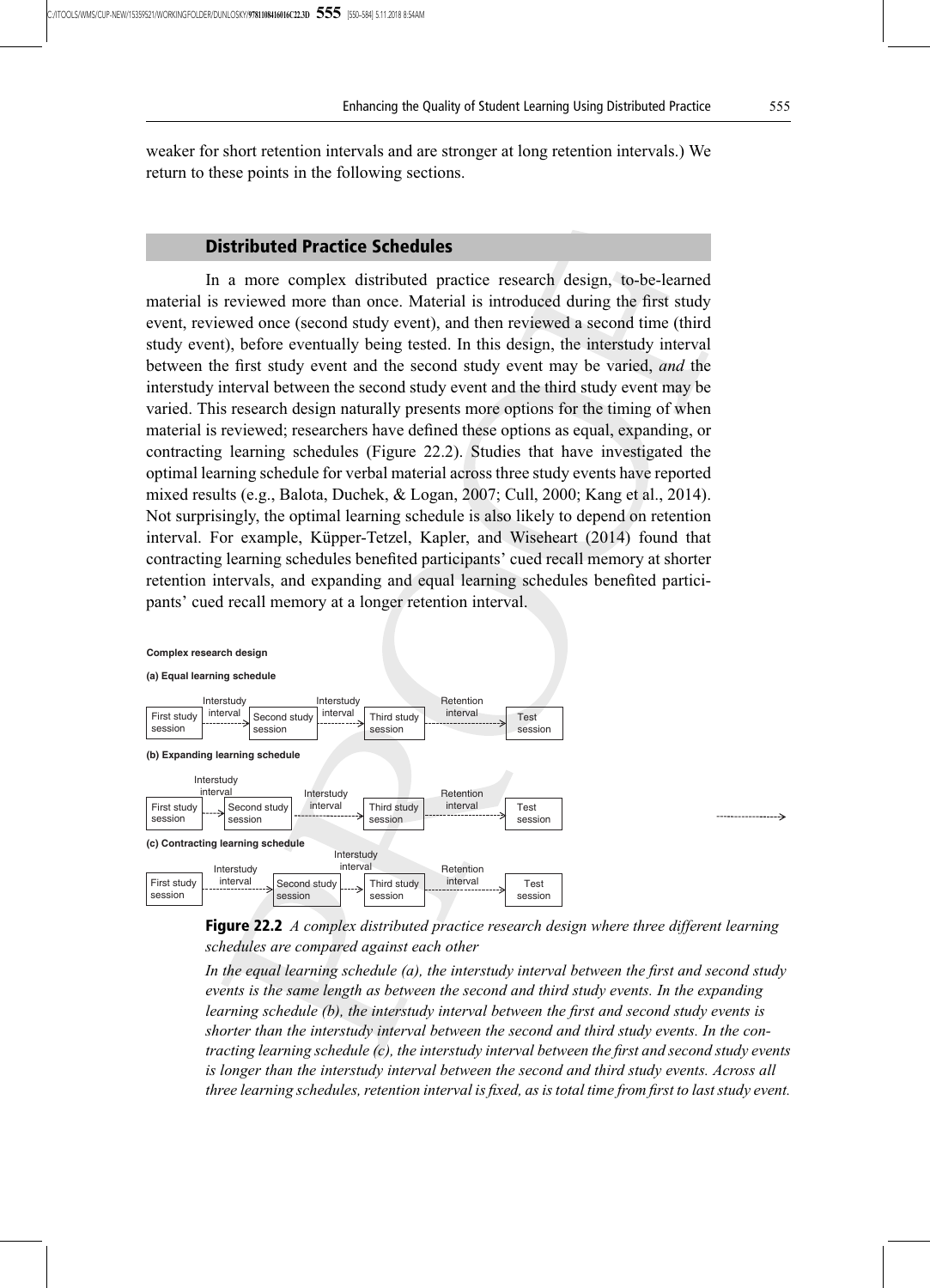weaker for short retention intervals and are stronger at long retention intervals.) We return to these points in the following sections.

## Distributed Practice Schedules

In a more complex distributed practice research design, to-be-learned material is reviewed more than once. Material is introduced during the first study event, reviewed once (second study event), and then reviewed a second time (third study event), before eventually being tested. In this design, the interstudy interval between the first study event and the second study event may be varied, *and* the interstudy interval between the second study event and the third study event may be varied. This research design naturally presents more options for the timing of when material is reviewed; researchers have defined these options as equal, expanding, or contracting learning schedules (Figure 22.2). Studies that have investigated the optimal learning schedule for verbal material across three study events have reported mixed results (e.g., Balota, Duchek, & Logan, 2007; Cull, 2000; Kang et al., 2014). Not surprisingly, the optimal learning schedule is also likely to depend on retention interval. For example, Küpper-Tetzel, Kapler, and Wiseheart (2014) found that contracting learning schedules benefited participants' cued recall memory at shorter retention intervals, and expanding and equal learning schedules benefited participants' cued recall memory at a longer retention interval.

**Complex research design**

**(a) Equal learning schedule**

First study session --(Interstudy interval)--> Second study session --(Interstudy interval)--> Third study session --(Retention interval)--> Test session

**(b) Expanding learning schedule**

First study session --(Interstudy interval)--> Second study session --(Interstudy interval)--> Third study session --(Retention interval)--> Test session

**(c) Contracting learning schedule**

First study session --(Interstudy interval)--> Second study session --(Interstudy interval)--> Third study session --(Retention interval)--> Test session

**Figure 22.2** *A complex distributed practice research design where three different learning schedules are compared against each other*

*In the equal learning schedule (a), the interstudy interval between the first and second study events is the same length as between the second and third study events. In the expanding learning schedule (b), the interstudy interval between the first and second study events is shorter than the interstudy interval between the second and third study events. In the contracting learning schedule (c), the interstudy interval between the first and second study events is longer than the interstudy interval between the second and third study events. Across all three learning schedules, retention interval is fixed, as is total time from first to last study event.*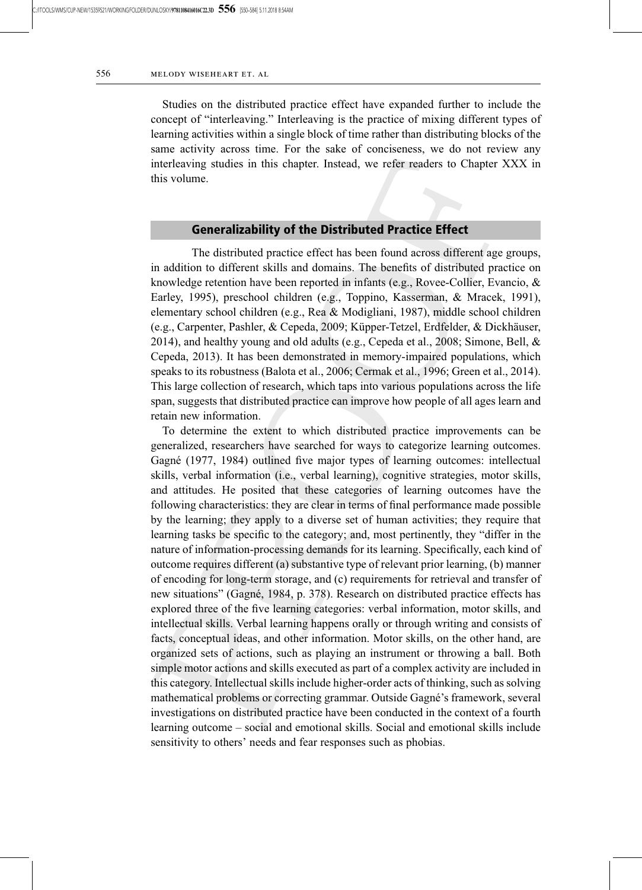Studies on the distributed practice effect have expanded further to include the concept of "interleaving." Interleaving is the practice of mixing different types of learning activities within a single block of time rather than distributing blocks of the same activity across time. For the sake of conciseness, we do not review any interleaving studies in this chapter. Instead, we refer readers to Chapter XXX in this volume.

## Generalizability of the Distributed Practice Effect

The distributed practice effect has been found across different age groups, in addition to different skills and domains. The benefits of distributed practice on knowledge retention have been reported in infants (e.g., Rovee-Collier, Evancio, & Earley, 1995), preschool children (e.g., Toppino, Kasserman, & Mracek, 1991), elementary school children (e.g., Rea & Modigliani, 1987), middle school children (e.g., Carpenter, Pashler, & Cepeda, 2009; Küpper-Tetzel, Erdfelder, & Dickhäuser, 2014), and healthy young and old adults (e.g., Cepeda et al., 2008; Simone, Bell, & Cepeda, 2013). It has been demonstrated in memory-impaired populations, which speaks to its robustness (Balota et al., 2006; Cermak et al., 1996; Green et al., 2014). This large collection of research, which taps into various populations across the life span, suggests that distributed practice can improve how people of all ages learn and retain new information.

To determine the extent to which distributed practice improvements can be generalized, researchers have searched for ways to categorize learning outcomes. Gagné (1977, 1984) outlined five major types of learning outcomes: intellectual skills, verbal information (i.e., verbal learning), cognitive strategies, motor skills, and attitudes. He posited that these categories of learning outcomes have the following characteristics: they are clear in terms of final performance made possible by the learning; they apply to a diverse set of human activities; they require that learning tasks be specific to the category; and, most pertinently, they "differ in the nature of information-processing demands for its learning. Specifically, each kind of outcome requires different (a) substantive type of relevant prior learning, (b) manner of encoding for long-term storage, and (c) requirements for retrieval and transfer of new situations" (Gagné, 1984, p. 378). Research on distributed practice effects has explored three of the five learning categories: verbal information, motor skills, and intellectual skills. Verbal learning happens orally or through writing and consists of facts, conceptual ideas, and other information. Motor skills, on the other hand, are organized sets of actions, such as playing an instrument or throwing a ball. Both simple motor actions and skills executed as part of a complex activity are included in this category. Intellectual skills include higher-order acts of thinking, such as solving mathematical problems or correcting grammar. Outside Gagné's framework, several investigations on distributed practice have been conducted in the context of a fourth learning outcome – social and emotional skills. Social and emotional skills include sensitivity to others' needs and fear responses such as phobias.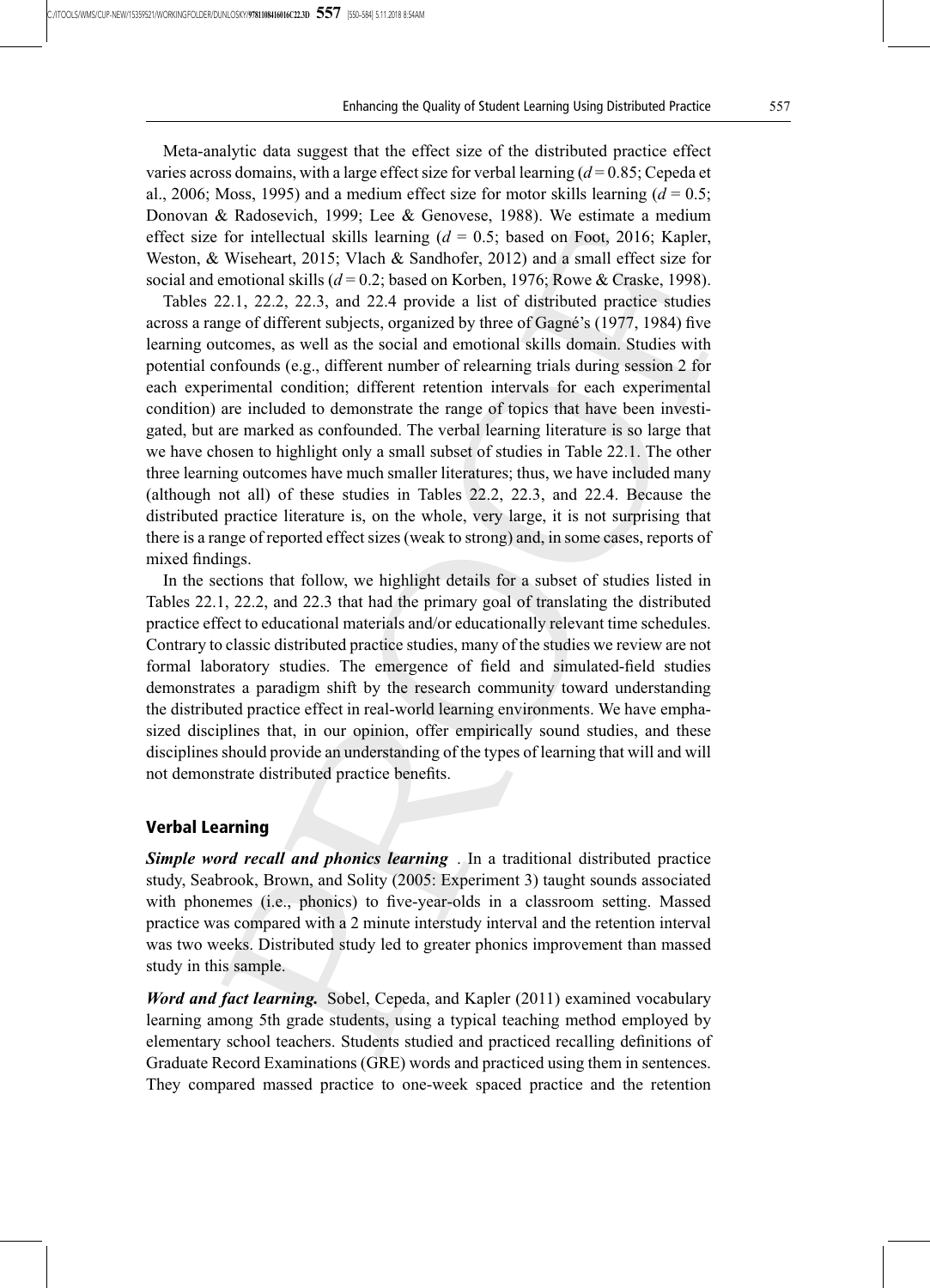Meta-analytic data suggest that the effect size of the distributed practice effect varies across domains, with a large effect size for verbal learning ($d = 0.85$; Cepeda et al., 2006; Moss, 1995) and a medium effect size for motor skills learning ($d = 0.5$; Donovan & Radosevich, 1999; Lee & Genovese, 1988). We estimate a medium effect size for intellectual skills learning ($d = 0.5$; based on Foot, 2016; Kapler, Weston, & Wiseheart, 2015; Vlach & Sandhofer, 2012) and a small effect size for social and emotional skills ($d = 0.2$; based on Korben, 1976; Rowe & Craske, 1998).

Tables 22.1, 22.2, 22.3, and 22.4 provide a list of distributed practice studies across a range of different subjects, organized by three of Gagné's (1977, 1984) five learning outcomes, as well as the social and emotional skills domain. Studies with potential confounds (e.g., different number of relearning trials during session 2 for each experimental condition; different retention intervals for each experimental condition) are included to demonstrate the range of topics that have been investigated, but are marked as confounded. The verbal learning literature is so large that we have chosen to highlight only a small subset of studies in Table 22.1. The other three learning outcomes have much smaller literatures; thus, we have included many (although not all) of these studies in Tables 22.2, 22.3, and 22.4. Because the distributed practice literature is, on the whole, very large, it is not surprising that there is a range of reported effect sizes (weak to strong) and, in some cases, reports of mixed findings.

In the sections that follow, we highlight details for a subset of studies listed in Tables 22.1, 22.2, and 22.3 that had the primary goal of translating the distributed practice effect to educational materials and/or educationally relevant time schedules. Contrary to classic distributed practice studies, many of the studies we review are not formal laboratory studies. The emergence of field and simulated-field studies demonstrates a paradigm shift by the research community toward understanding the distributed practice effect in real-world learning environments. We have emphasized disciplines that, in our opinion, offer empirically sound studies, and these disciplines should provide an understanding of the types of learning that will and will not demonstrate distributed practice benefits.

## Verbal Learning

***Simple word recall and phonics learning*** . In a traditional distributed practice study, Seabrook, Brown, and Solity (2005: Experiment 3) taught sounds associated with phonemes (i.e., phonics) to five-year-olds in a classroom setting. Massed practice was compared with a 2 minute interstudy interval and the retention interval was two weeks. Distributed study led to greater phonics improvement than massed study in this sample.

***Word and fact learning.*** Sobel, Cepeda, and Kapler (2011) examined vocabulary learning among 5th grade students, using a typical teaching method employed by elementary school teachers. Students studied and practiced recalling definitions of Graduate Record Examinations (GRE) words and practiced using them in sentences. They compared massed practice to one-week spaced practice and the retention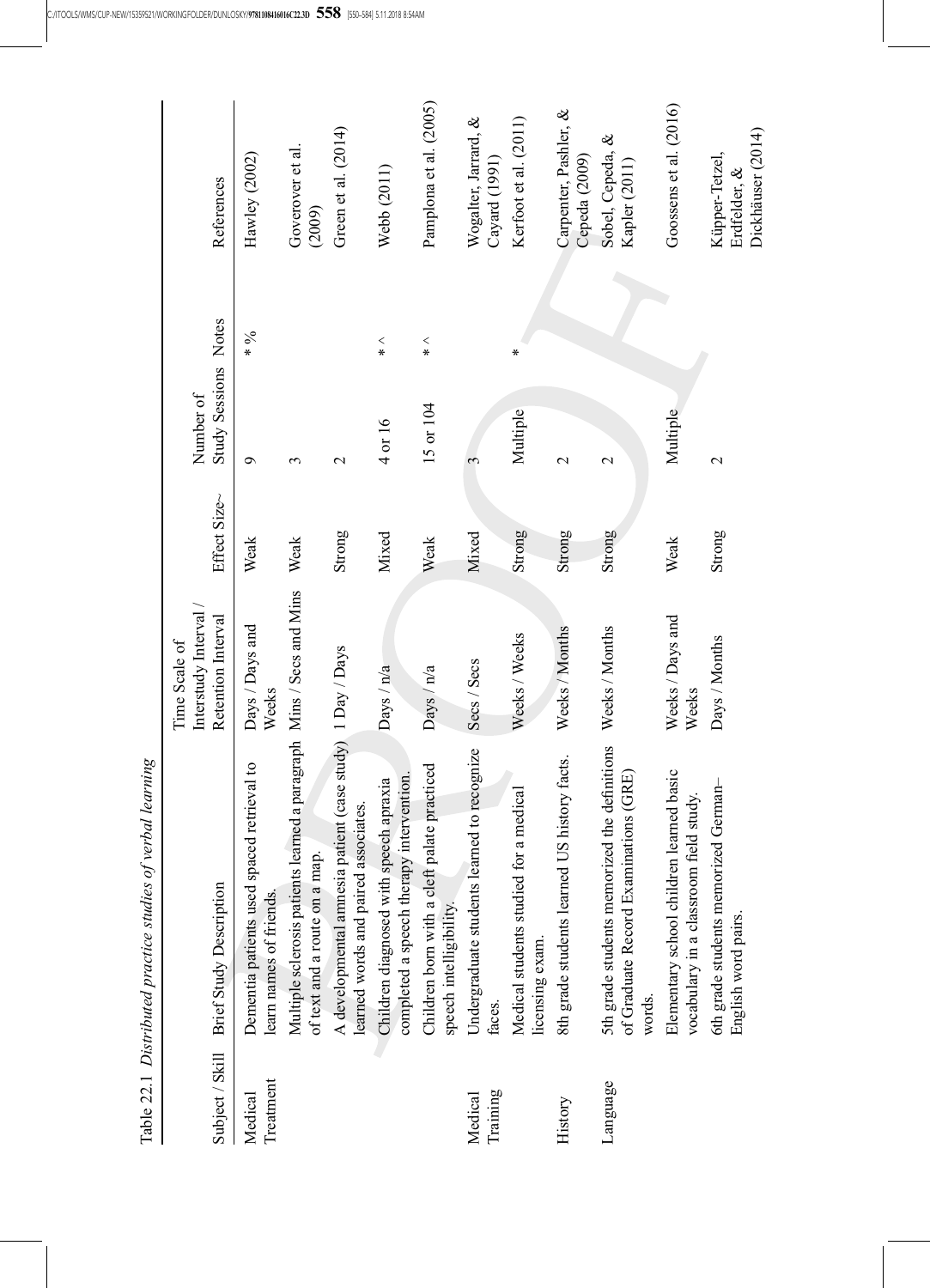Table 22.1 *Distributed practice studies of verbal learning*

| Subject / Skill | Brief Study Description | Time Scale of Interstudy Interval / Retention Interval | Effect Size~ | Number of Study Sessions | Notes | References |
|---|---|---|---|---|---|---|
| Medical Treatment | Dementia patients used spaced retrieval to learn names of friends. | Days / Days and Weeks | Weak | 9 | * % | Hawley (2002) |
| | Multiple sclerosis patients learned a paragraph of text and a route on a map. | Mins / Secs and Mins | Weak | 3 | | Goverover et al. (2009) |
| | A developmental amnesia patient (case study) learned words and paired associates. | 1 Day / Days | Strong | 2 | | Green et al. (2014) |
| | Children diagnosed with speech apraxia completed a speech therapy intervention. | Days / n/a | Mixed | 4 or 16 | * ^ | Webb (2011) |
| | Children born with a cleft palate practiced speech intelligibility. | Days / n/a | Weak | 15 or 104 | * ^ | Pamplona et al. (2005) |
| Medical Training | Undergraduate students learned to recognize faces. | Secs / Secs | Mixed | 3 | | Wogalter, Jarrard, & Cayard (1991) |
| | Medical students studied for a medical licensing exam. | Weeks / Weeks | Strong | Multiple | * | Kerfoot et al. (2011) |
| History | 8th grade students learned US history facts. | Weeks / Months | Strong | 2 | | Carpenter, Pashler, & Cepeda (2009) |
| Language | 5th grade students memorized the definitions of Graduate Record Examinations (GRE) words. | Weeks / Months | Strong | 2 | | Sobel, Cepeda, & Kapler (2011) |
| | Elementary school children learned basic vocabulary in a classroom field study. | Weeks / Days and Weeks | Weak | Multiple | | Goossens et al. (2016) |
| | 6th grade students memorized German–English word pairs. | Days / Months | Strong | 2 | | Küpper-Tetzel, Erdfelder, & Dickhäuser (2014) |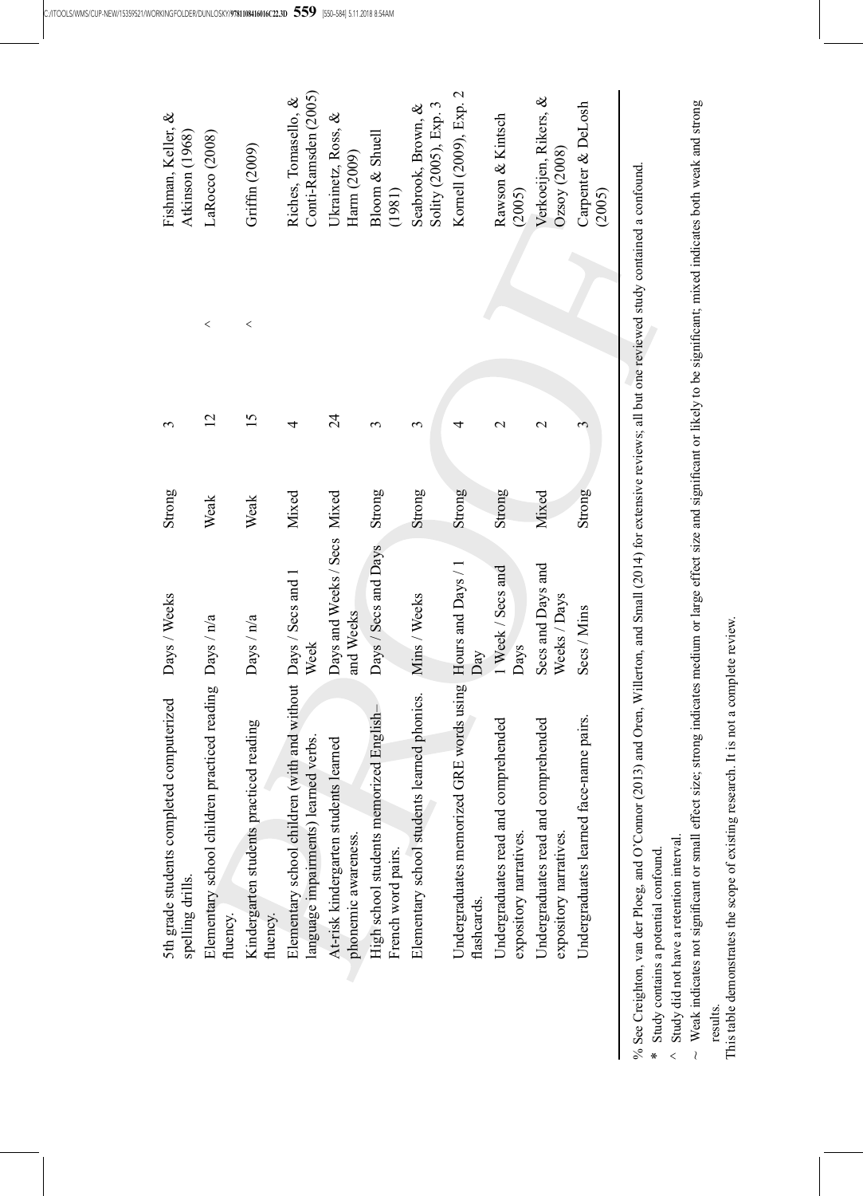| | | | | | |
|---|---|---|---|---|---|
| 5th grade students completed computerized spelling drills. | Days / Weeks | Strong | 3 | | Fishman, Keller, & Atkinson (1968) |
| Elementary school children practiced reading fluency. | Days / n/a | Weak | 12 | ^ | LaRocco (2008) |
| Kindergarten students practiced reading fluency. | Days / n/a | Weak | 15 | ^ | Griffin (2009) |
| Elementary school children (with and without language impairments) learned verbs. | Days / Secs and 1 Week | Mixed | 4 | | Riches, Tomasello, & Conti-Ramsden (2005) |
| At-risk kindergarten students learned phonemic awareness. | Days and Weeks / Secs and Weeks | Mixed | 24 | | Ukrainetz, Ross, & Harm (2009) |
| High school students memorized English–French word pairs. | Days / Secs and Days | Strong | 3 | | Bloom & Shuell (1981) |
| Elementary school students learned phonics. | Mins / Weeks | Strong | 3 | | Seabrook, Brown, & Solity (2005), Exp. 3 |
| Undergraduates memorized GRE words using flashcards. | Hours and Days / 1 Day | Strong | 4 | | Kornell (2009), Exp. 2 |
| Undergraduates read and comprehended expository narratives. | 1 Week / Secs and Days | Strong | 2 | | Rawson & Kintsch (2005) |
| Undergraduates read and comprehended expository narratives. | Secs and Days and Weeks / Days | Mixed | 2 | | Verkoeijen, Rikers, & Ozsoy (2008) |
| Undergraduates learned face-name pairs. | Secs / Mins | Strong | 3 | | Carpenter & DeLosh (2005) |

% See Creighton, van der Ploeg, and O'Connor (2013) and Oren, Willerton, and Small (2014) for extensive reviews; all but one reviewed study contained a confound.

\* Study contains a potential confound.

^ Study did not have a retention interval.

~ Weak indicates not significant or small effect size; strong indicates medium or large effect size and significant or likely to be significant; mixed indicates both weak and strong results.

This table demonstrates the scope of existing research. It is not a complete review.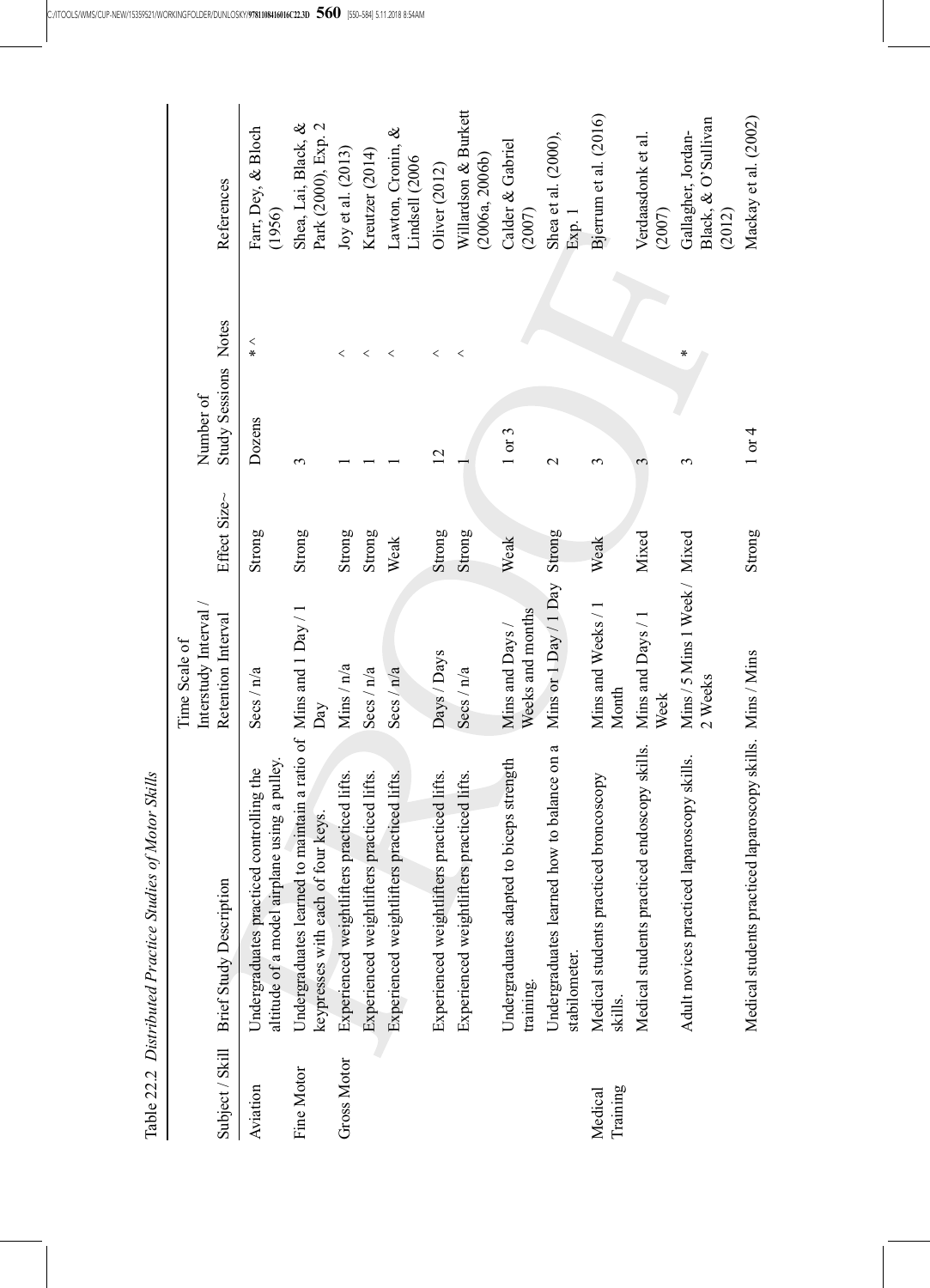Table 22.2 *Distributed Practice Studies of Motor Skills*

| Subject / Skill | Brief Study Description | Time Scale of Interstudy Interval / Retention Interval | Effect Size~ | Number of Study Sessions | Notes | References |
|---|---|---|---|---|---|---|
| Aviation | Undergraduates practiced controlling the altitude of a model airplane using a pulley. | Secs / n/a | Strong | Dozens | * ^ | Farr, Dey, & Bloch (1956) |
| Fine Motor | Undergraduates learned to maintain a ratio of keypresses with each of four keys. | Mins and 1 Day / 1 Day | Strong | 3 | | Shea, Lai, Black, & Park (2000), Exp. 2 |
| Gross Motor | Experienced weightlifters practiced lifts. | Mins / n/a | Strong | 1 | ^ | Joy et al. (2013) |
| | Experienced weightlifters practiced lifts. | Secs / n/a | Strong | 1 | ^ | Kreutzer (2014) |
| | Experienced weightlifters practiced lifts. | Secs / n/a | Weak | 1 | ^ | Lawton, Cronin, & Lindsell (2006 |
| | Experienced weightlifters practiced lifts. | Days / Days | Strong | 12 | ^ | Oliver (2012) |
| | Experienced weightlifters practiced lifts. | Secs / n/a | Strong | 1 | ^ | Willardson & Burkett (2006a, 2006b) |
| | Undergraduates adapted to biceps strength training. | Mins and Days / Weeks and months | Weak | 1 or 3 | | Calder & Gabriel (2007) |
| | Undergraduates learned how to balance on a stabilometer. | Mins or 1 Day / 1 Day | Strong | 2 | | Shea et al. (2000), Exp. 1 |
| Medical Training | Medical students practiced broncoscopy skills. | Mins and Weeks / 1 Month | Weak | 3 | | Bjerrum et al. (2016) |
| | Medical students practiced endoscopy skills. | Mins and Days / 1 Week | Mixed | 3 | | Verdaasdonk et al. (2007) |
| | Adult novices practiced laparoscopy skills. | Mins / 5 Mins 1 Week / 2 Weeks | Mixed | 3 | * | Gallagher, Jordan-Black, & O'Sullivan (2012) |
| | Medical students practiced laparoscopy skills. | Mins / Mins | Strong | 1 or 4 | | Mackay et al. (2002) |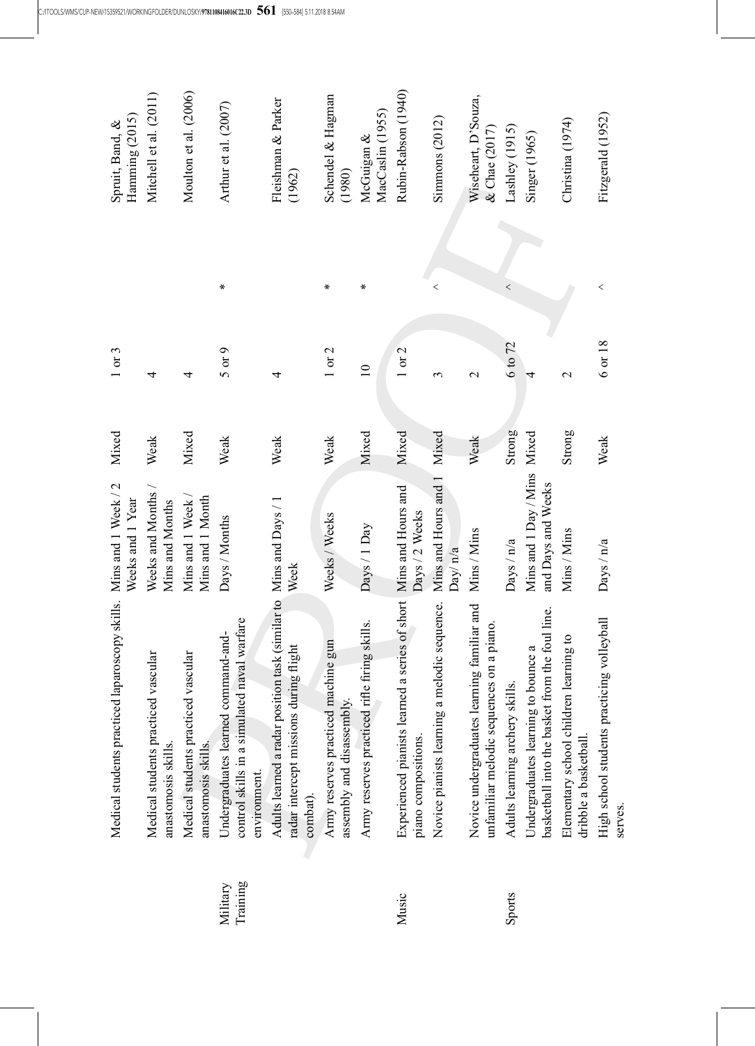| | | | | | | |
|---|---|---|---|---|---|---|
| | Medical students practiced laparoscopy skills. | Mins and 1 Week / 2 Weeks and 1 Year | Mixed | 1 or 3 | | Spruit, Band, & Hamming (2015) |
| | Medical students practiced vascular anastomosis skills. | Weeks and Months / Mins and Months | Weak | 4 | | Mitchell et al. (2011) |
| | Medical students practiced vascular anastomosis skills. | Mins and 1 Week / Mins and 1 Month | Mixed | 4 | | Moulton et al. (2006) |
| Military Training | Undergraduates learned command-and-control skills in a simulated naval warfare environment. | Days / Months | Weak | 5 or 9 | * | Arthur et al. (2007) |
| | Adults learned a radar position task (similar to radar intercept missions during flight combat). | Mins and Days / 1 Week | Weak | 4 | | Fleishman & Parker (1962) |
| | Army reserves practiced machine gun assembly and disassembly. | Weeks / Weeks | Weak | 1 or 2 | * | Schendel & Hagman (1980) |
| | Army reserves practiced rifle firing skills. | Days / 1 Day | Mixed | 10 | * | McGuigan & MacCaslin (1955) |
| Music | Experienced pianists learned a series of short piano compositions. | Mins and Hours and Days / 2 Weeks | Mixed | 1 or 2 | | Rubin-Rabson (1940) |
| | Novice pianists learning a melodic sequence. | Mins and Hours and 1 Day/ n/a | Mixed | 3 | ^ | Simmons (2012) |
| | Novice undergraduates learning familiar and unfamiliar melodic sequences on a piano. | Mins / Mins | Weak | 2 | | Wiseheart, D'Souza, & Chae (2017) |
| Sports | Adults learning archery skills. | Days / n/a | Strong | 6 to 72 | ^ | Lashley (1915) |
| | Undergraduates learning to bounce a basketball into the basket from the foul line. | Mins and 1 Day / Mins and Days and Weeks | Mixed | 4 | | Singer (1965) |
| | Elementary school children learning to dribble a basketball. | Mins / Mins | Strong | 2 | | Christina (1974) |
| | High school students practicing volleyball serves. | Days / n/a | Weak | 6 or 18 | ^ | Fitzgerald (1952) |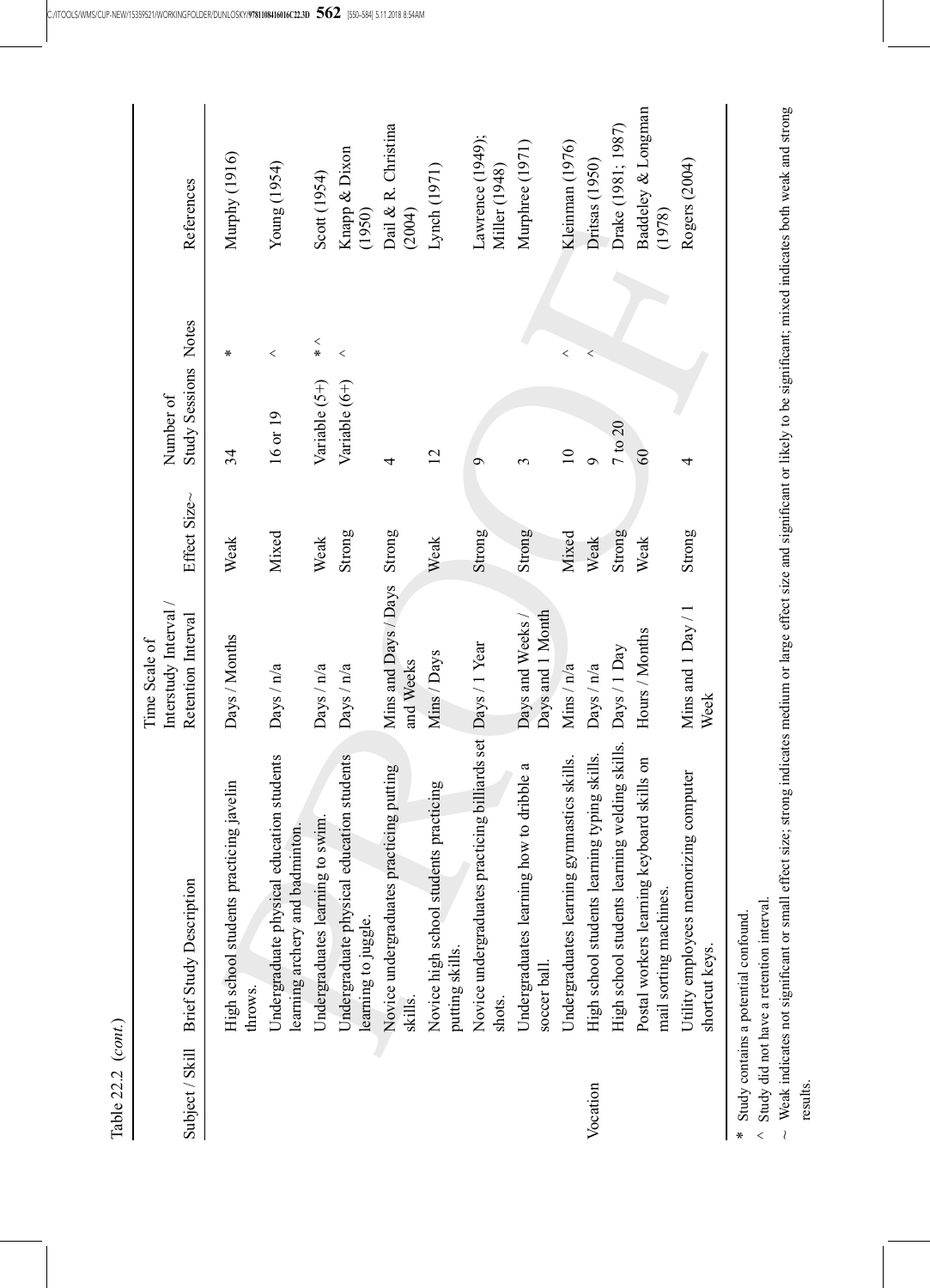Table 22.2 (*cont.*)

| Subject / Skill | Brief Study Description | Time Scale of Interstudy Interval / Retention Interval | Effect Size~ | Number of Study Sessions | Notes | References |
|---|---|---|---|---|---|---|
| | High school students practicing javelin throws. | Days / Months | Weak | 34 | * | Murphy (1916) |
| | Undergraduate physical education students learning archery and badminton. | Days / n/a | Mixed | 16 or 19 | ^ | Young (1954) |
| | Undergraduates learning to swim. | Days / n/a | Weak | Variable (5+) | * ^ | Scott (1954) |
| | Undergraduate physical education students learning to juggle. | Days / n/a | Strong | Variable (6+) | ^ | Knapp & Dixon (1950) |
| | Novice undergraduates practicing putting skills. | Mins and Days / Days and Weeks | Strong | 4 | | Dail & R. Christina (2004) |
| | Novice high school students practicing putting skills. | Mins / Days | Weak | 12 | | Lynch (1971) |
| | Novice undergraduates practicing billiards set shots. | Days / 1 Year | Strong | 9 | | Lawrence (1949); Miller (1948) |
| | Undergraduates learning how to dribble a soccer ball. | Days and Weeks / Days and 1 Month | Strong | 3 | | Murphree (1971) |
| | Undergraduates learning gymnastics skills. | Mins / n/a | Mixed | 10 | ^ | Kleinman (1976) |
| Vocation | High school students learning typing skills. | Days / n/a | Weak | 9 | ^ | Dritsas (1950) |
| | High school students learning welding skills. | Days / 1 Day | Strong | 7 to 20 | | Drake (1981; 1987) |
| | Postal workers learning keyboard skills on mail sorting machines. | Hours / Months | Weak | 60 | | Baddeley & Longman (1978) |
| | Utility employees memorizing computer shortcut keys. | Mins and 1 Day / 1 Week | Strong | 4 | | Rogers (2004) |

\* Study contains a potential confound.

^ Study did not have a retention interval.

~ Weak indicates not significant or small effect size; strong indicates medium or large effect size and significant or likely to be significant; mixed indicates both weak and strong results.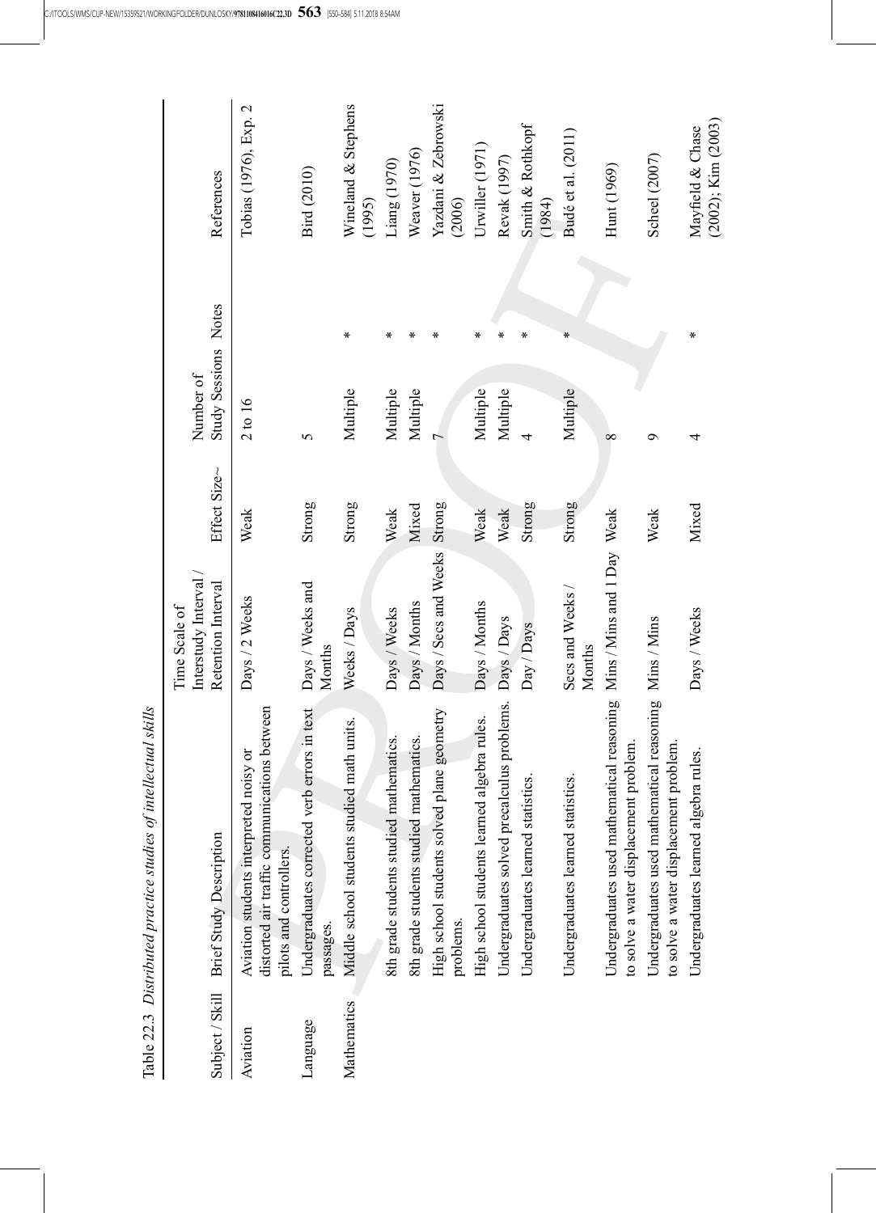Table 22.3 *Distributed practice studies of intellectual skills*

| Subject / Skill | Brief Study Description | Time Scale of Interstudy Interval / Retention Interval | Effect Size~ | Number of Study Sessions | Notes | References |
|---|---|---|---|---|---|---|
| Aviation | Aviation students interpreted noisy or distorted air traffic communications between pilots and controllers. | Days / 2 Weeks | Weak | 2 to 16 | | Tobias (1976), Exp. 2 |
| Language | Undergraduates corrected verb errors in text passages. | Days / Weeks and Months | Strong | 5 | | Bird (2010) |
| Mathematics | Middle school students studied math units. | Weeks / Days | Strong | Multiple | * | Wineland & Stephens (1995) |
| | 8th grade students studied mathematics. | Days / Weeks | Weak | Multiple | * | Liang (1970) |
| | 8th grade students studied mathematics. | Days / Months | Mixed | Multiple | * | Weaver (1976) |
| | High school students solved plane geometry problems. | Days / Secs and Weeks | Strong | 7 | * | Yazdani & Zebrowski (2006) |
| | High school students learned algebra rules. | Days / Months | Weak | Multiple | * | Urwiller (1971) |
| | Undergraduates solved precalculus problems. | Days / Days | Weak | Multiple | * | Revak (1997) |
| | Undergraduates learned statistics. | Day / Days | Strong | 4 | * | Smith & Rothkopf (1984) |
| | Undergraduates learned statistics. | Secs and Weeks / Months | Strong | Multiple | * | Budé et al. (2011) |
| | Undergraduates used mathematical reasoning to solve a water displacement problem. | Mins / Mins and 1 Day | Weak | 8 | | Hunt (1969) |
| | Undergraduates used mathematical reasoning to solve a water displacement problem. | Mins / Mins | Weak | 9 | | Scheel (2007) |
| | Undergraduates learned algebra rules. | Days / Weeks | Mixed | 4 | * | Mayfield & Chase (2002); Kim (2003) |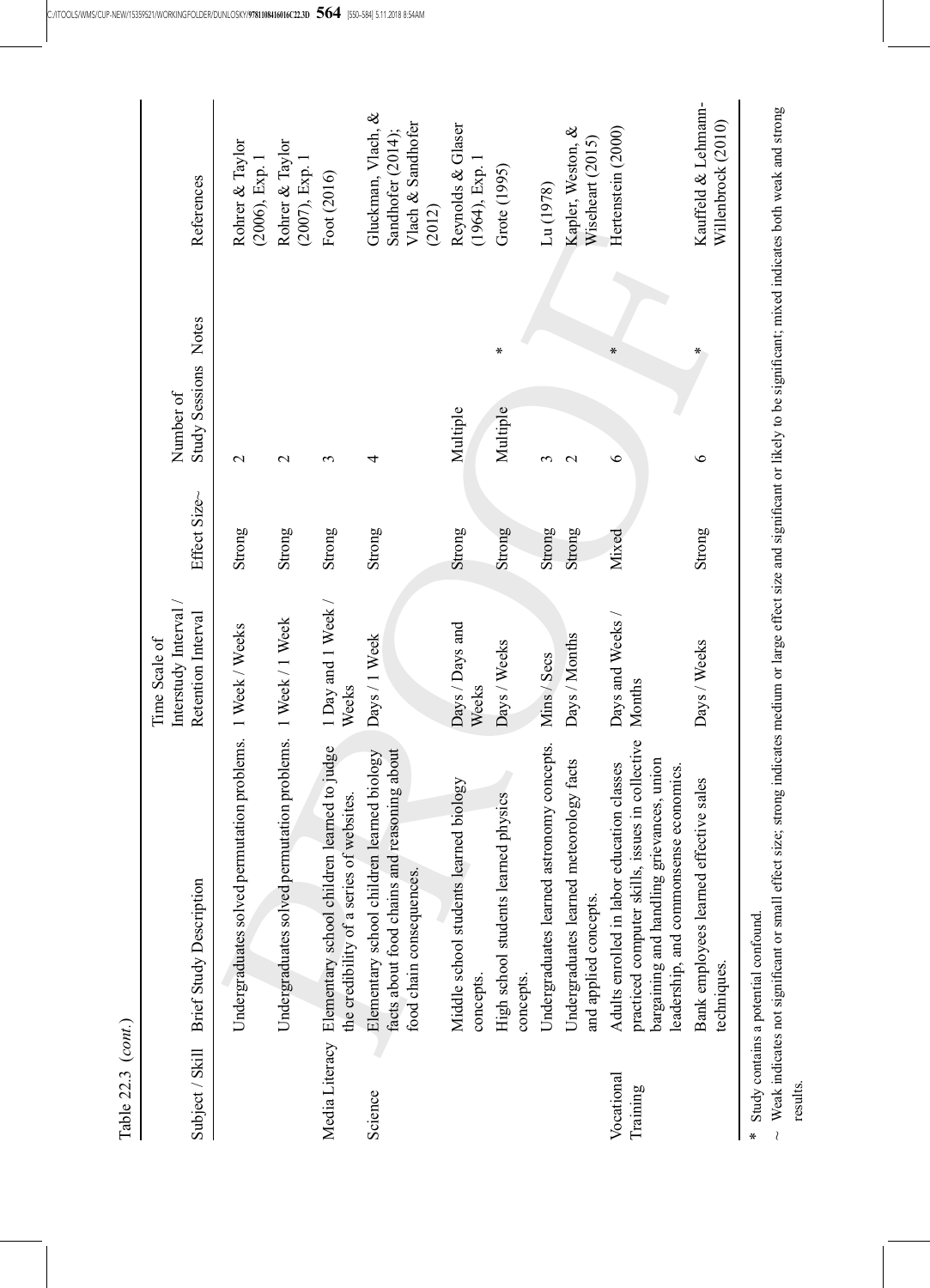Table 22.3 (*cont.*)

| Subject / Skill | Brief Study Description | Time Scale of Interstudy Interval / Retention Interval | Effect Size~ | Number of Study Sessions | Notes | References |
|---|---|---|---|---|---|---|
| | Undergraduates solved permutation problems. | 1 Week / Weeks | Strong | 2 | | Rohrer & Taylor (2006), Exp. 1 |
| | Undergraduates solved permutation problems. | 1 Week / 1 Week | Strong | 2 | | Rohrer & Taylor (2007), Exp. 1 |
| Media Literacy | Elementary school children learned to judge the credibility of a series of websites. | 1 Day and 1 Week / Weeks | Strong | 3 | | Foot (2016) |
| Science | Elementary school children learned biology facts about food chains and reasoning about food chain consequences. | Days / 1 Week | Strong | 4 | | Gluckman, Vlach, & Sandhofer (2014); Vlach & Sandhofer (2012) |
| | Middle school students learned biology concepts. | Days / Days and Weeks | Strong | Multiple | | Reynolds & Glaser (1964), Exp. 1 |
| | High school students learned physics concepts. | Days / Weeks | Strong | Multiple | * | Grote (1995) |
| | Undergraduates learned astronomy concepts. | Mins / Secs | Strong | 3 | | Lu (1978) |
| | Undergraduates learned meteorology facts and applied concepts. | Days / Months | Strong | 2 | | Kapler, Weston, & Wiseheart (2015) |
| Vocational Training | Adults enrolled in labor education classes practiced computer skills, issues in collective bargaining and handling grievances, union leadership, and commonsense economics. | Days and Weeks / Months | Mixed | 6 | * | Hertenstein (2000) |
| | Bank employees learned effective sales techniques. | Days / Weeks | Strong | 6 | * | Kauffeld & Lehmann-Willenbrock (2010) |

\* Study contains a potential confound.

~ Weak indicates not significant or small effect size; strong indicates medium or large effect size and significant or likely to be significant; mixed indicates both weak and strong results.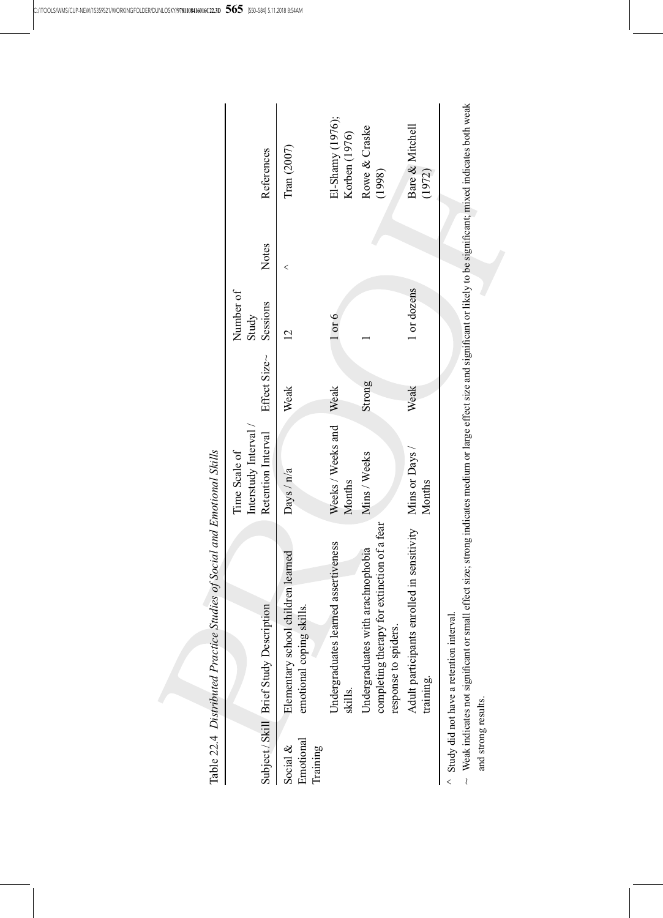Table 22.4 *Distributed Practice Studies of Social and Emotional Skills*

| Subject / Skill | Brief Study Description | Time Scale of Interstudy Interval / Retention Interval | Effect Size~ | Number of Study Sessions | Notes | References |
|---|---|---|---|---|---|---|
| Social & Emotional Training | Elementary school children learned emotional coping skills. | Days / n/a | Weak | 12 | ^ | Tran (2007) |
| | Undergraduates learned assertiveness skills. | Weeks / Weeks and Months | Weak | 1 or 6 | | El-Shamy (1976); Korben (1976) |
| | Undergraduates with arachnophobia completing therapy for extinction of a fear response to spiders. | Mins / Weeks | Strong | 1 | | Rowe & Craske (1998) |
| | Adult participants enrolled in sensitivity training. | Mins or Days / Months | Weak | 1 or dozens | | Bare & Mitchell (1972) |

^ Study did not have a retention interval.

~ Weak indicates not significant or small effect size; strong indicates medium or large effect size and significant or likely to be significant; mixed indicates both weak and strong results.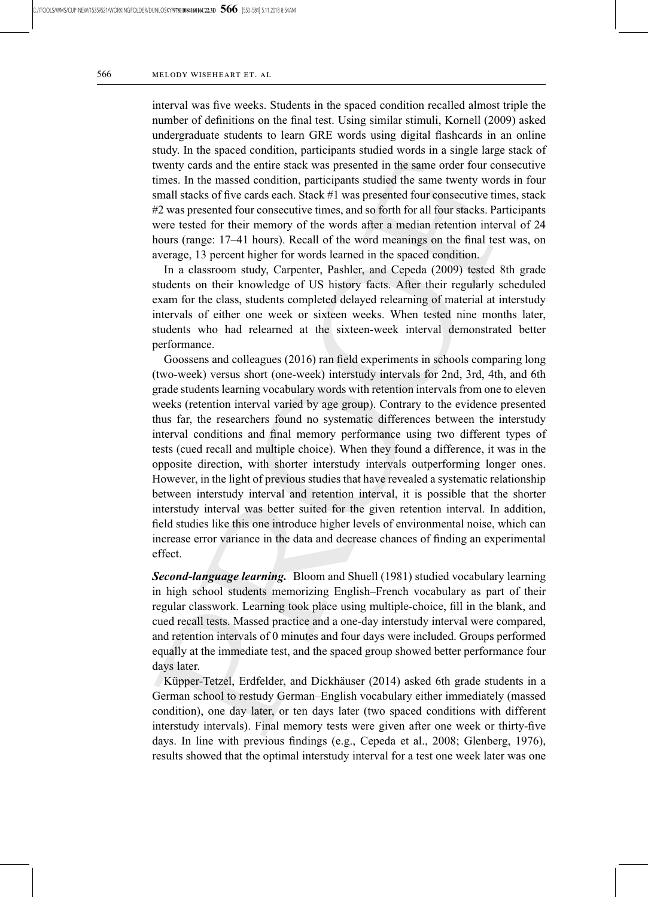interval was five weeks. Students in the spaced condition recalled almost triple the number of definitions on the final test. Using similar stimuli, Kornell (2009) asked undergraduate students to learn GRE words using digital flashcards in an online study. In the spaced condition, participants studied words in a single large stack of twenty cards and the entire stack was presented in the same order four consecutive times. In the massed condition, participants studied the same twenty words in four small stacks of five cards each. Stack #1 was presented four consecutive times, stack #2 was presented four consecutive times, and so forth for all four stacks. Participants were tested for their memory of the words after a median retention interval of 24 hours (range: 17–41 hours). Recall of the word meanings on the final test was, on average, 13 percent higher for words learned in the spaced condition.

In a classroom study, Carpenter, Pashler, and Cepeda (2009) tested 8th grade students on their knowledge of US history facts. After their regularly scheduled exam for the class, students completed delayed relearning of material at interstudy intervals of either one week or sixteen weeks. When tested nine months later, students who had relearned at the sixteen-week interval demonstrated better performance.

Goossens and colleagues (2016) ran field experiments in schools comparing long (two-week) versus short (one-week) interstudy intervals for 2nd, 3rd, 4th, and 6th grade students learning vocabulary words with retention intervals from one to eleven weeks (retention interval varied by age group). Contrary to the evidence presented thus far, the researchers found no systematic differences between the interstudy interval conditions and final memory performance using two different types of tests (cued recall and multiple choice). When they found a difference, it was in the opposite direction, with shorter interstudy intervals outperforming longer ones. However, in the light of previous studies that have revealed a systematic relationship between interstudy interval and retention interval, it is possible that the shorter interstudy interval was better suited for the given retention interval. In addition, field studies like this one introduce higher levels of environmental noise, which can increase error variance in the data and decrease chances of finding an experimental effect.

***Second-language learning.*** Bloom and Shuell (1981) studied vocabulary learning in high school students memorizing English–French vocabulary as part of their regular classwork. Learning took place using multiple-choice, fill in the blank, and cued recall tests. Massed practice and a one-day interstudy interval were compared, and retention intervals of 0 minutes and four days were included. Groups performed equally at the immediate test, and the spaced group showed better performance four days later.

Küpper-Tetzel, Erdfelder, and Dickhäuser (2014) asked 6th grade students in a German school to restudy German–English vocabulary either immediately (massed condition), one day later, or ten days later (two spaced conditions with different interstudy intervals). Final memory tests were given after one week or thirty-five days. In line with previous findings (e.g., Cepeda et al., 2008; Glenberg, 1976), results showed that the optimal interstudy interval for a test one week later was one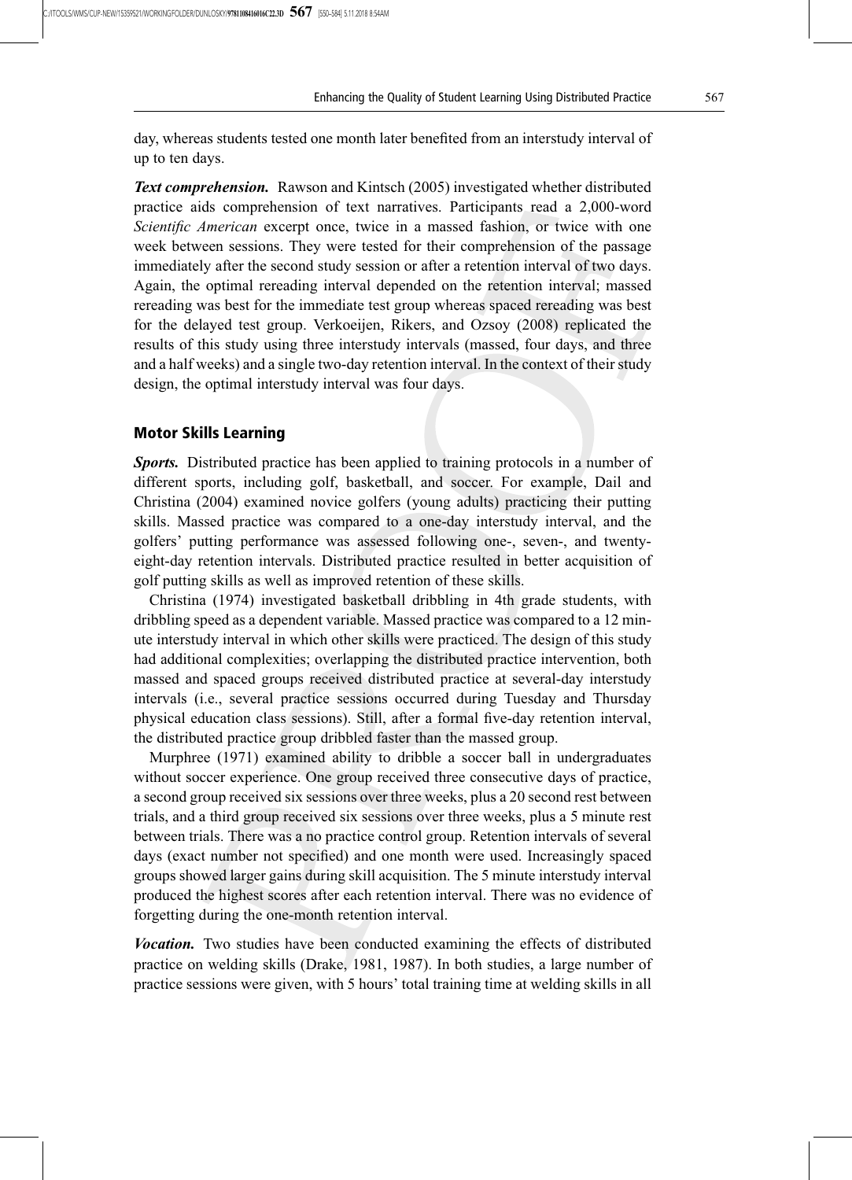day, whereas students tested one month later benefited from an interstudy interval of up to ten days.

***Text comprehension.*** Rawson and Kintsch (2005) investigated whether distributed practice aids comprehension of text narratives. Participants read a 2,000-word *Scientific American* excerpt once, twice in a massed fashion, or twice with one week between sessions. They were tested for their comprehension of the passage immediately after the second study session or after a retention interval of two days. Again, the optimal rereading interval depended on the retention interval; massed rereading was best for the immediate test group whereas spaced rereading was best for the delayed test group. Verkoeijen, Rikers, and Ozsoy (2008) replicated the results of this study using three interstudy intervals (massed, four days, and three and a half weeks) and a single two-day retention interval. In the context of their study design, the optimal interstudy interval was four days.

### Motor Skills Learning

***Sports.*** Distributed practice has been applied to training protocols in a number of different sports, including golf, basketball, and soccer. For example, Dail and Christina (2004) examined novice golfers (young adults) practicing their putting skills. Massed practice was compared to a one-day interstudy interval, and the golfers' putting performance was assessed following one-, seven-, and twenty-eight-day retention intervals. Distributed practice resulted in better acquisition of golf putting skills as well as improved retention of these skills.

Christina (1974) investigated basketball dribbling in 4th grade students, with dribbling speed as a dependent variable. Massed practice was compared to a 12 minute interstudy interval in which other skills were practiced. The design of this study had additional complexities; overlapping the distributed practice intervention, both massed and spaced groups received distributed practice at several-day interstudy intervals (i.e., several practice sessions occurred during Tuesday and Thursday physical education class sessions). Still, after a formal five-day retention interval, the distributed practice group dribbled faster than the massed group.

Murphree (1971) examined ability to dribble a soccer ball in undergraduates without soccer experience. One group received three consecutive days of practice, a second group received six sessions over three weeks, plus a 20 second rest between trials, and a third group received six sessions over three weeks, plus a 5 minute rest between trials. There was a no practice control group. Retention intervals of several days (exact number not specified) and one month were used. Increasingly spaced groups showed larger gains during skill acquisition. The 5 minute interstudy interval produced the highest scores after each retention interval. There was no evidence of forgetting during the one-month retention interval.

***Vocation.*** Two studies have been conducted examining the effects of distributed practice on welding skills (Drake, 1981, 1987). In both studies, a large number of practice sessions were given, with 5 hours' total training time at welding skills in all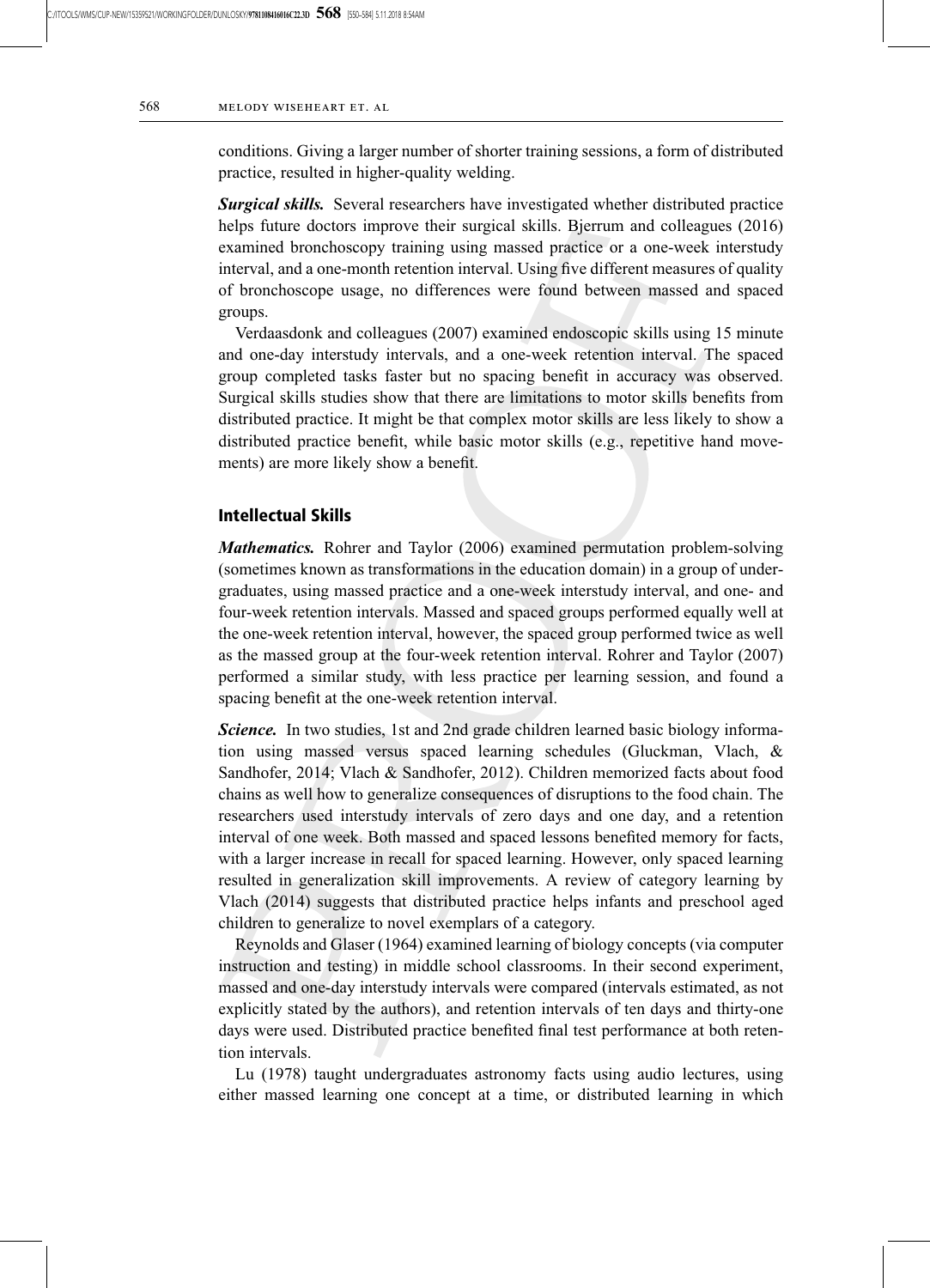conditions. Giving a larger number of shorter training sessions, a form of distributed practice, resulted in higher-quality welding.

***Surgical skills.*** Several researchers have investigated whether distributed practice helps future doctors improve their surgical skills. Bjerrum and colleagues (2016) examined bronchoscopy training using massed practice or a one-week interstudy interval, and a one-month retention interval. Using five different measures of quality of bronchoscope usage, no differences were found between massed and spaced groups.

Verdaasdonk and colleagues (2007) examined endoscopic skills using 15 minute and one-day interstudy intervals, and a one-week retention interval. The spaced group completed tasks faster but no spacing benefit in accuracy was observed. Surgical skills studies show that there are limitations to motor skills benefits from distributed practice. It might be that complex motor skills are less likely to show a distributed practice benefit, while basic motor skills (e.g., repetitive hand movements) are more likely show a benefit.

## Intellectual Skills

***Mathematics.*** Rohrer and Taylor (2006) examined permutation problem-solving (sometimes known as transformations in the education domain) in a group of undergraduates, using massed practice and a one-week interstudy interval, and one- and four-week retention intervals. Massed and spaced groups performed equally well at the one-week retention interval, however, the spaced group performed twice as well as the massed group at the four-week retention interval. Rohrer and Taylor (2007) performed a similar study, with less practice per learning session, and found a spacing benefit at the one-week retention interval.

***Science.*** In two studies, 1st and 2nd grade children learned basic biology information using massed versus spaced learning schedules (Gluckman, Vlach, & Sandhofer, 2014; Vlach & Sandhofer, 2012). Children memorized facts about food chains as well how to generalize consequences of disruptions to the food chain. The researchers used interstudy intervals of zero days and one day, and a retention interval of one week. Both massed and spaced lessons benefited memory for facts, with a larger increase in recall for spaced learning. However, only spaced learning resulted in generalization skill improvements. A review of category learning by Vlach (2014) suggests that distributed practice helps infants and preschool aged children to generalize to novel exemplars of a category.

Reynolds and Glaser (1964) examined learning of biology concepts (via computer instruction and testing) in middle school classrooms. In their second experiment, massed and one-day interstudy intervals were compared (intervals estimated, as not explicitly stated by the authors), and retention intervals of ten days and thirty-one days were used. Distributed practice benefited final test performance at both retention intervals.

Lu (1978) taught undergraduates astronomy facts using audio lectures, using either massed learning one concept at a time, or distributed learning in which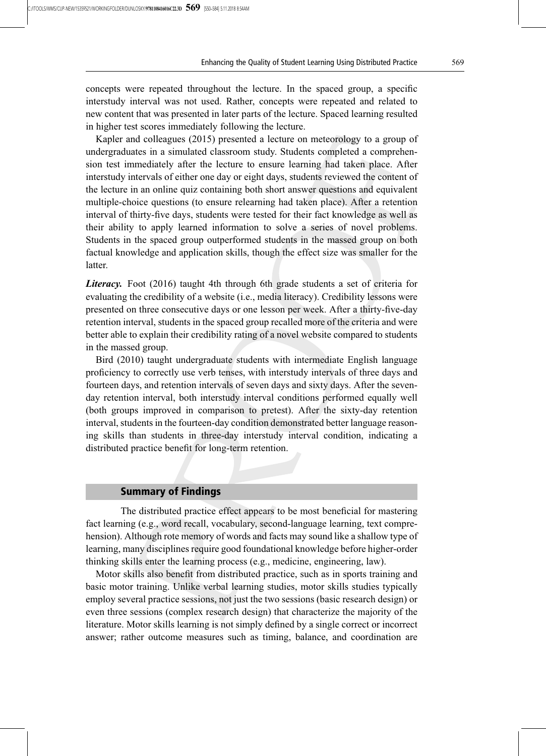concepts were repeated throughout the lecture. In the spaced group, a specific interstudy interval was not used. Rather, concepts were repeated and related to new content that was presented in later parts of the lecture. Spaced learning resulted in higher test scores immediately following the lecture.

Kapler and colleagues (2015) presented a lecture on meteorology to a group of undergraduates in a simulated classroom study. Students completed a comprehension test immediately after the lecture to ensure learning had taken place. After interstudy intervals of either one day or eight days, students reviewed the content of the lecture in an online quiz containing both short answer questions and equivalent multiple-choice questions (to ensure relearning had taken place). After a retention interval of thirty-five days, students were tested for their fact knowledge as well as their ability to apply learned information to solve a series of novel problems. Students in the spaced group outperformed students in the massed group on both factual knowledge and application skills, though the effect size was smaller for the latter.

***Literacy.*** Foot (2016) taught 4th through 6th grade students a set of criteria for evaluating the credibility of a website (i.e., media literacy). Credibility lessons were presented on three consecutive days or one lesson per week. After a thirty-five-day retention interval, students in the spaced group recalled more of the criteria and were better able to explain their credibility rating of a novel website compared to students in the massed group.

Bird (2010) taught undergraduate students with intermediate English language proficiency to correctly use verb tenses, with interstudy intervals of three days and fourteen days, and retention intervals of seven days and sixty days. After the seven-day retention interval, both interstudy interval conditions performed equally well (both groups improved in comparison to pretest). After the sixty-day retention interval, students in the fourteen-day condition demonstrated better language reasoning skills than students in three-day interstudy interval condition, indicating a distributed practice benefit for long-term retention.

## Summary of Findings

The distributed practice effect appears to be most beneficial for mastering fact learning (e.g., word recall, vocabulary, second-language learning, text comprehension). Although rote memory of words and facts may sound like a shallow type of learning, many disciplines require good foundational knowledge before higher-order thinking skills enter the learning process (e.g., medicine, engineering, law).

Motor skills also benefit from distributed practice, such as in sports training and basic motor training. Unlike verbal learning studies, motor skills studies typically employ several practice sessions, not just the two sessions (basic research design) or even three sessions (complex research design) that characterize the majority of the literature. Motor skills learning is not simply defined by a single correct or incorrect answer; rather outcome measures such as timing, balance, and coordination are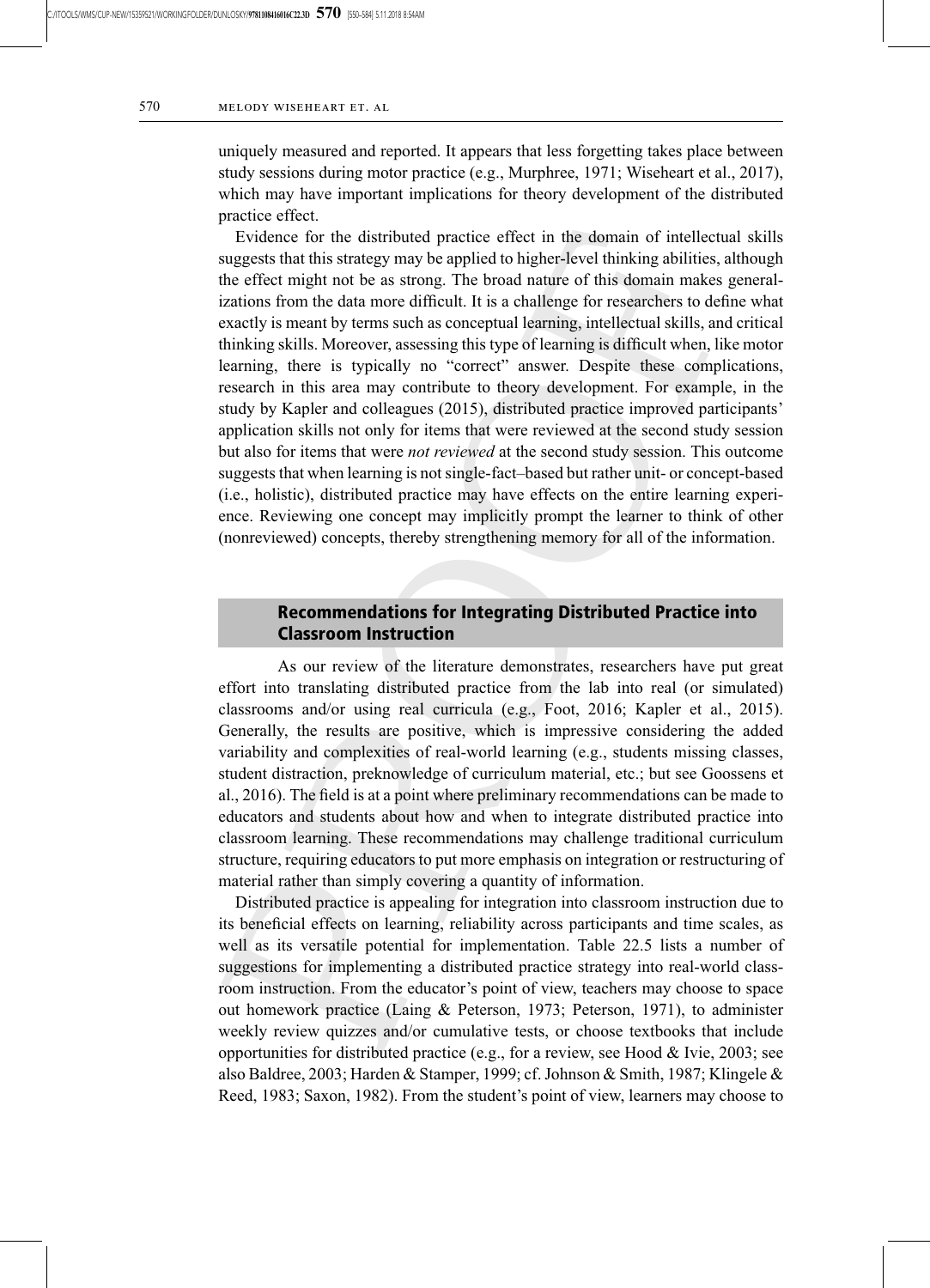uniquely measured and reported. It appears that less forgetting takes place between study sessions during motor practice (e.g., Murphree, 1971; Wiseheart et al., 2017), which may have important implications for theory development of the distributed practice effect.

Evidence for the distributed practice effect in the domain of intellectual skills suggests that this strategy may be applied to higher-level thinking abilities, although the effect might not be as strong. The broad nature of this domain makes generalizations from the data more difficult. It is a challenge for researchers to define what exactly is meant by terms such as conceptual learning, intellectual skills, and critical thinking skills. Moreover, assessing this type of learning is difficult when, like motor learning, there is typically no "correct" answer. Despite these complications, research in this area may contribute to theory development. For example, in the study by Kapler and colleagues (2015), distributed practice improved participants' application skills not only for items that were reviewed at the second study session but also for items that were *not reviewed* at the second study session. This outcome suggests that when learning is not single-fact–based but rather unit- or concept-based (i.e., holistic), distributed practice may have effects on the entire learning experience. Reviewing one concept may implicitly prompt the learner to think of other (nonreviewed) concepts, thereby strengthening memory for all of the information.

## Recommendations for Integrating Distributed Practice into Classroom Instruction

As our review of the literature demonstrates, researchers have put great effort into translating distributed practice from the lab into real (or simulated) classrooms and/or using real curricula (e.g., Foot, 2016; Kapler et al., 2015). Generally, the results are positive, which is impressive considering the added variability and complexities of real-world learning (e.g., students missing classes, student distraction, preknowledge of curriculum material, etc.; but see Goossens et al., 2016). The field is at a point where preliminary recommendations can be made to educators and students about how and when to integrate distributed practice into classroom learning. These recommendations may challenge traditional curriculum structure, requiring educators to put more emphasis on integration or restructuring of material rather than simply covering a quantity of information.

Distributed practice is appealing for integration into classroom instruction due to its beneficial effects on learning, reliability across participants and time scales, as well as its versatile potential for implementation. Table 22.5 lists a number of suggestions for implementing a distributed practice strategy into real-world classroom instruction. From the educator's point of view, teachers may choose to space out homework practice (Laing & Peterson, 1973; Peterson, 1971), to administer weekly review quizzes and/or cumulative tests, or choose textbooks that include opportunities for distributed practice (e.g., for a review, see Hood & Ivie, 2003; see also Baldree, 2003; Harden & Stamper, 1999; cf. Johnson & Smith, 1987; Klingele & Reed, 1983; Saxon, 1982). From the student's point of view, learners may choose to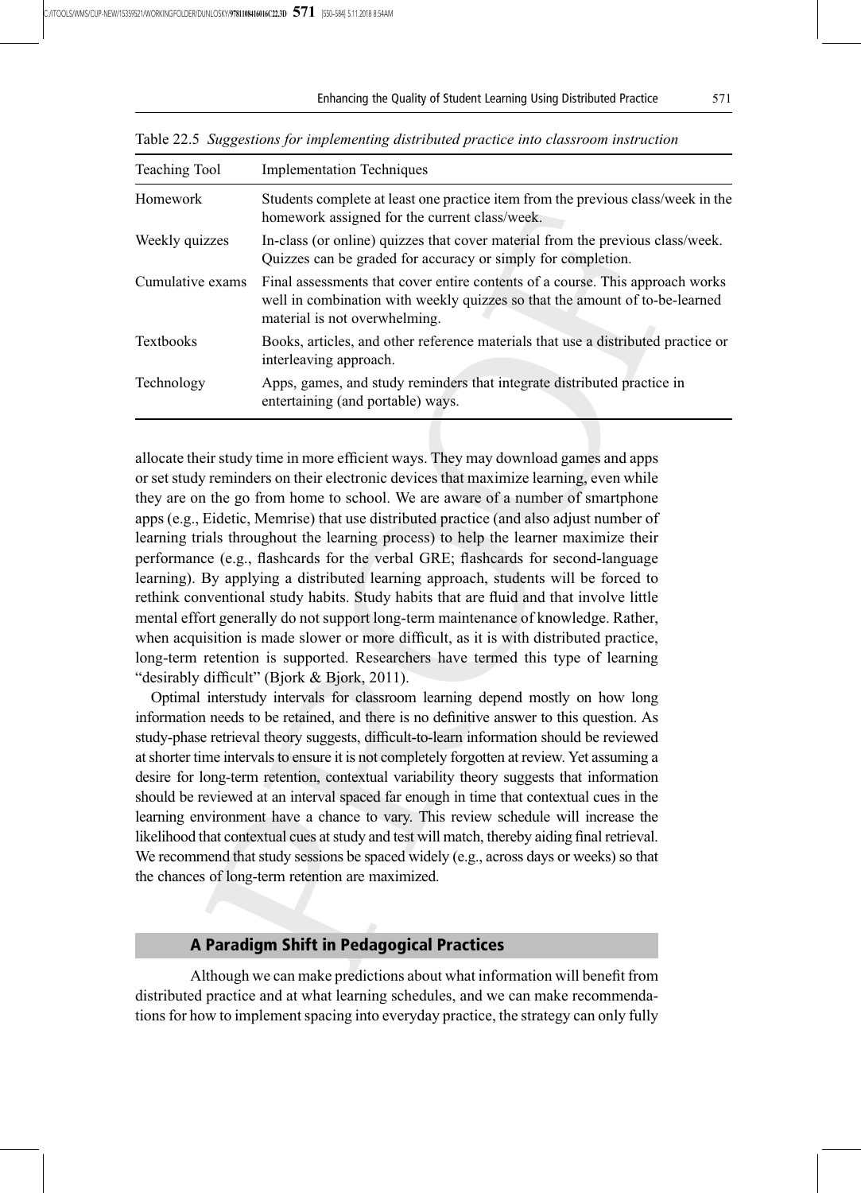Table 22.5 *Suggestions for implementing distributed practice into classroom instruction*

| Teaching Tool | Implementation Techniques |
|---|---|
| Homework | Students complete at least one practice item from the previous class/week in the homework assigned for the current class/week. |
| Weekly quizzes | In-class (or online) quizzes that cover material from the previous class/week. Quizzes can be graded for accuracy or simply for completion. |
| Cumulative exams | Final assessments that cover entire contents of a course. This approach works well in combination with weekly quizzes so that the amount of to-be-learned material is not overwhelming. |
| Textbooks | Books, articles, and other reference materials that use a distributed practice or interleaving approach. |
| Technology | Apps, games, and study reminders that integrate distributed practice in entertaining (and portable) ways. |

allocate their study time in more efficient ways. They may download games and apps or set study reminders on their electronic devices that maximize learning, even while they are on the go from home to school. We are aware of a number of smartphone apps (e.g., Eidetic, Memrise) that use distributed practice (and also adjust number of learning trials throughout the learning process) to help the learner maximize their performance (e.g., flashcards for the verbal GRE; flashcards for second-language learning). By applying a distributed learning approach, students will be forced to rethink conventional study habits. Study habits that are fluid and that involve little mental effort generally do not support long-term maintenance of knowledge. Rather, when acquisition is made slower or more difficult, as it is with distributed practice, long-term retention is supported. Researchers have termed this type of learning "desirably difficult" (Bjork & Bjork, 2011).

Optimal interstudy intervals for classroom learning depend mostly on how long information needs to be retained, and there is no definitive answer to this question. As study-phase retrieval theory suggests, difficult-to-learn information should be reviewed at shorter time intervals to ensure it is not completely forgotten at review. Yet assuming a desire for long-term retention, contextual variability theory suggests that information should be reviewed at an interval spaced far enough in time that contextual cues in the learning environment have a chance to vary. This review schedule will increase the likelihood that contextual cues at study and test will match, thereby aiding final retrieval. We recommend that study sessions be spaced widely (e.g., across days or weeks) so that the chances of long-term retention are maximized.

## A Paradigm Shift in Pedagogical Practices

Although we can make predictions about what information will benefit from distributed practice and at what learning schedules, and we can make recommendations for how to implement spacing into everyday practice, the strategy can only fully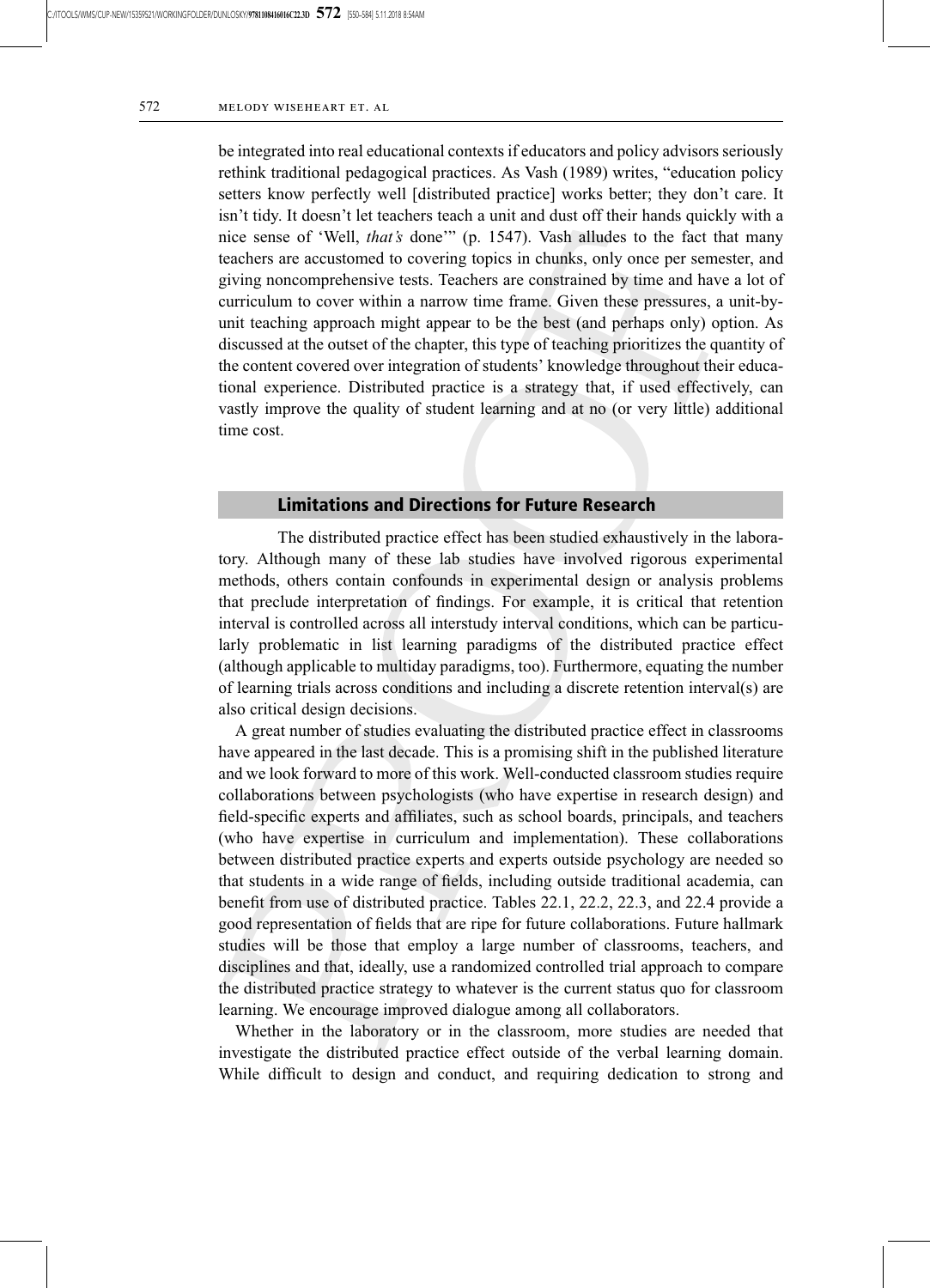be integrated into real educational contexts if educators and policy advisors seriously rethink traditional pedagogical practices. As Vash (1989) writes, "education policy setters know perfectly well [distributed practice] works better; they don't care. It isn't tidy. It doesn't let teachers teach a unit and dust off their hands quickly with a nice sense of 'Well, *that's* done'" (p. 1547). Vash alludes to the fact that many teachers are accustomed to covering topics in chunks, only once per semester, and giving noncomprehensive tests. Teachers are constrained by time and have a lot of curriculum to cover within a narrow time frame. Given these pressures, a unit-by-unit teaching approach might appear to be the best (and perhaps only) option. As discussed at the outset of the chapter, this type of teaching prioritizes the quantity of the content covered over integration of students' knowledge throughout their educational experience. Distributed practice is a strategy that, if used effectively, can vastly improve the quality of student learning and at no (or very little) additional time cost.

## Limitations and Directions for Future Research

The distributed practice effect has been studied exhaustively in the laboratory. Although many of these lab studies have involved rigorous experimental methods, others contain confounds in experimental design or analysis problems that preclude interpretation of findings. For example, it is critical that retention interval is controlled across all interstudy interval conditions, which can be particularly problematic in list learning paradigms of the distributed practice effect (although applicable to multiday paradigms, too). Furthermore, equating the number of learning trials across conditions and including a discrete retention interval(s) are also critical design decisions.

A great number of studies evaluating the distributed practice effect in classrooms have appeared in the last decade. This is a promising shift in the published literature and we look forward to more of this work. Well-conducted classroom studies require collaborations between psychologists (who have expertise in research design) and field-specific experts and affiliates, such as school boards, principals, and teachers (who have expertise in curriculum and implementation). These collaborations between distributed practice experts and experts outside psychology are needed so that students in a wide range of fields, including outside traditional academia, can benefit from use of distributed practice. Tables 22.1, 22.2, 22.3, and 22.4 provide a good representation of fields that are ripe for future collaborations. Future hallmark studies will be those that employ a large number of classrooms, teachers, and disciplines and that, ideally, use a randomized controlled trial approach to compare the distributed practice strategy to whatever is the current status quo for classroom learning. We encourage improved dialogue among all collaborators.

Whether in the laboratory or in the classroom, more studies are needed that investigate the distributed practice effect outside of the verbal learning domain. While difficult to design and conduct, and requiring dedication to strong and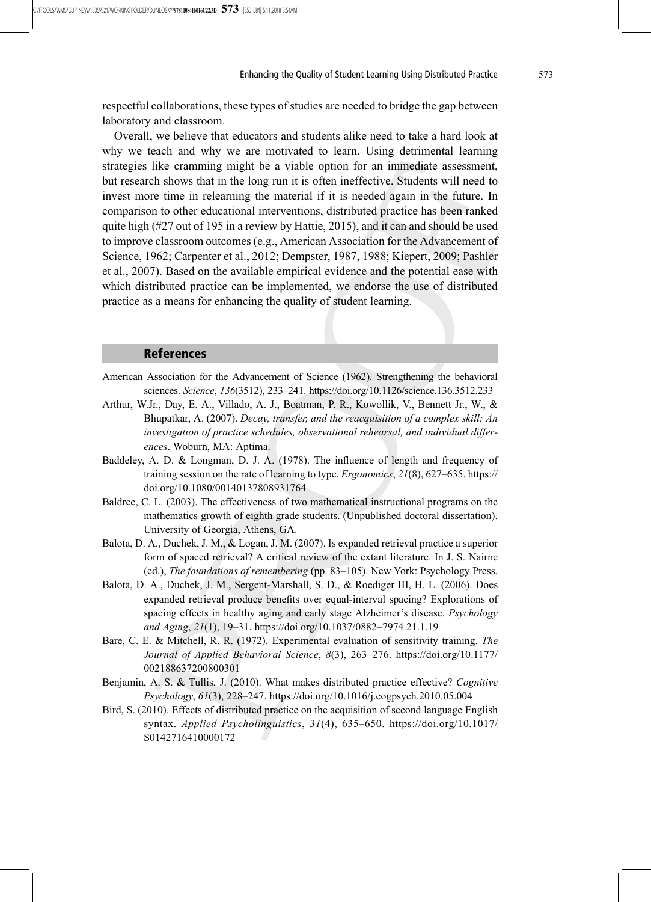respectful collaborations, these types of studies are needed to bridge the gap between laboratory and classroom.

Overall, we believe that educators and students alike need to take a hard look at why we teach and why we are motivated to learn. Using detrimental learning strategies like cramming might be a viable option for an immediate assessment, but research shows that in the long run it is often ineffective. Students will need to invest more time in relearning the material if it is needed again in the future. In comparison to other educational interventions, distributed practice has been ranked quite high (#27 out of 195 in a review by Hattie, 2015), and it can and should be used to improve classroom outcomes (e.g., American Association for the Advancement of Science, 1962; Carpenter et al., 2012; Dempster, 1987, 1988; Kiepert, 2009; Pashler et al., 2007). Based on the available empirical evidence and the potential ease with which distributed practice can be implemented, we endorse the use of distributed practice as a means for enhancing the quality of student learning.

## References

American Association for the Advancement of Science (1962). Strengthening the behavioral sciences. *Science*, *136*(3512), 233–241. https://doi.org/10.1126/science.136.3512.233

Arthur, W.Jr., Day, E. A., Villado, A. J., Boatman, P. R., Kowollik, V., Bennett Jr., W., & Bhupatkar, A. (2007). *Decay, transfer, and the reacquisition of a complex skill: An investigation of practice schedules, observational rehearsal, and individual differences*. Woburn, MA: Aptima.

Baddeley, A. D. & Longman, D. J. A. (1978). The influence of length and frequency of training session on the rate of learning to type. *Ergonomics*, *21*(8), 627–635. https://doi.org/10.1080/00140137808931764

Baldree, C. L. (2003). The effectiveness of two mathematical instructional programs on the mathematics growth of eighth grade students. (Unpublished doctoral dissertation). University of Georgia, Athens, GA.

Balota, D. A., Duchek, J. M., & Logan, J. M. (2007). Is expanded retrieval practice a superior form of spaced retrieval? A critical review of the extant literature. In J. S. Nairne (ed.), *The foundations of remembering* (pp. 83–105). New York: Psychology Press.

Balota, D. A., Duchek, J. M., Sergent-Marshall, S. D., & Roediger III, H. L. (2006). Does expanded retrieval produce benefits over equal-interval spacing? Explorations of spacing effects in healthy aging and early stage Alzheimer's disease. *Psychology and Aging*, *21*(1), 19–31. https://doi.org/10.1037/0882–7974.21.1.19

Bare, C. E. & Mitchell, R. R. (1972). Experimental evaluation of sensitivity training. *The Journal of Applied Behavioral Science*, *8*(3), 263–276. https://doi.org/10.1177/002188637200800301

Benjamin, A. S. & Tullis, J. (2010). What makes distributed practice effective? *Cognitive Psychology*, *61*(3), 228–247. https://doi.org/10.1016/j.cogpsych.2010.05.004

Bird, S. (2010). Effects of distributed practice on the acquisition of second language English syntax. *Applied Psycholinguistics*, *31*(4), 635–650. https://doi.org/10.1017/S0142716410000172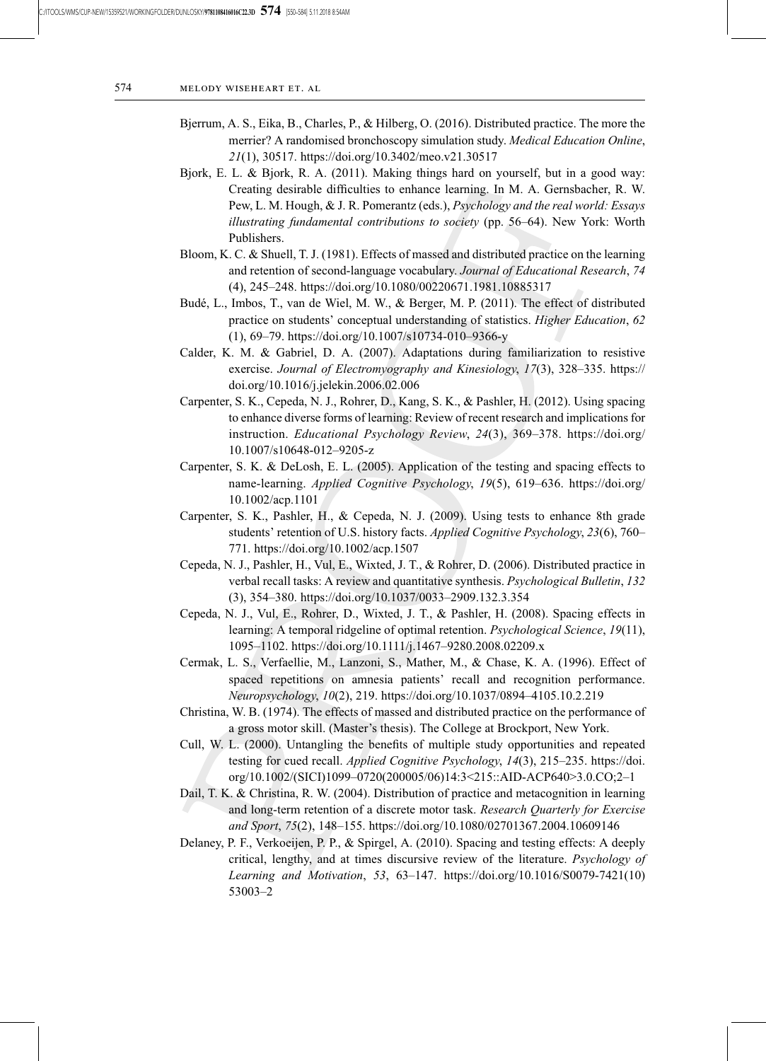Bjerrum, A. S., Eika, B., Charles, P., & Hilberg, O. (2016). Distributed practice. The more the merrier? A randomised bronchoscopy simulation study. *Medical Education Online*, *21*(1), 30517. https://doi.org/10.3402/meo.v21.30517

Bjork, E. L. & Bjork, R. A. (2011). Making things hard on yourself, but in a good way: Creating desirable difficulties to enhance learning. In M. A. Gernsbacher, R. W. Pew, L. M. Hough, & J. R. Pomerantz (eds.), *Psychology and the real world: Essays illustrating fundamental contributions to society* (pp. 56–64). New York: Worth Publishers.

Bloom, K. C. & Shuell, T. J. (1981). Effects of massed and distributed practice on the learning and retention of second-language vocabulary. *Journal of Educational Research*, *74* (4), 245–248. https://doi.org/10.1080/00220671.1981.10885317

Budé, L., Imbos, T., van de Wiel, M. W., & Berger, M. P. (2011). The effect of distributed practice on students' conceptual understanding of statistics. *Higher Education*, *62* (1), 69–79. https://doi.org/10.1007/s10734-010–9366-y

Calder, K. M. & Gabriel, D. A. (2007). Adaptations during familiarization to resistive exercise. *Journal of Electromyography and Kinesiology*, *17*(3), 328–335. https://doi.org/10.1016/j.jelekin.2006.02.006

Carpenter, S. K., Cepeda, N. J., Rohrer, D., Kang, S. K., & Pashler, H. (2012). Using spacing to enhance diverse forms of learning: Review of recent research and implications for instruction. *Educational Psychology Review*, *24*(3), 369–378. https://doi.org/10.1007/s10648-012–9205-z

Carpenter, S. K. & DeLosh, E. L. (2005). Application of the testing and spacing effects to name-learning. *Applied Cognitive Psychology*, *19*(5), 619–636. https://doi.org/10.1002/acp.1101

Carpenter, S. K., Pashler, H., & Cepeda, N. J. (2009). Using tests to enhance 8th grade students' retention of U.S. history facts. *Applied Cognitive Psychology*, *23*(6), 760–771. https://doi.org/10.1002/acp.1507

Cepeda, N. J., Pashler, H., Vul, E., Wixted, J. T., & Rohrer, D. (2006). Distributed practice in verbal recall tasks: A review and quantitative synthesis. *Psychological Bulletin*, *132* (3), 354–380. https://doi.org/10.1037/0033–2909.132.3.354

Cepeda, N. J., Vul, E., Rohrer, D., Wixted, J. T., & Pashler, H. (2008). Spacing effects in learning: A temporal ridgeline of optimal retention. *Psychological Science*, *19*(11), 1095–1102. https://doi.org/10.1111/j.1467–9280.2008.02209.x

Cermak, L. S., Verfaellie, M., Lanzoni, S., Mather, M., & Chase, K. A. (1996). Effect of spaced repetitions on amnesia patients' recall and recognition performance. *Neuropsychology*, *10*(2), 219. https://doi.org/10.1037/0894–4105.10.2.219

Christina, W. B. (1974). The effects of massed and distributed practice on the performance of a gross motor skill. (Master's thesis). The College at Brockport, New York.

Cull, W. L. (2000). Untangling the benefits of multiple study opportunities and repeated testing for cued recall. *Applied Cognitive Psychology*, *14*(3), 215–235. https://doi.org/10.1002/(SICI)1099–0720(200005/06)14:3<215::AID-ACP640>3.0.CO;2–1

Dail, T. K. & Christina, R. W. (2004). Distribution of practice and metacognition in learning and long-term retention of a discrete motor task. *Research Quarterly for Exercise and Sport*, *75*(2), 148–155. https://doi.org/10.1080/02701367.2004.10609146

Delaney, P. F., Verkoeijen, P. P., & Spirgel, A. (2010). Spacing and testing effects: A deeply critical, lengthy, and at times discursive review of the literature. *Psychology of Learning and Motivation*, *53*, 63–147. https://doi.org/10.1016/S0079-7421(10)53003–2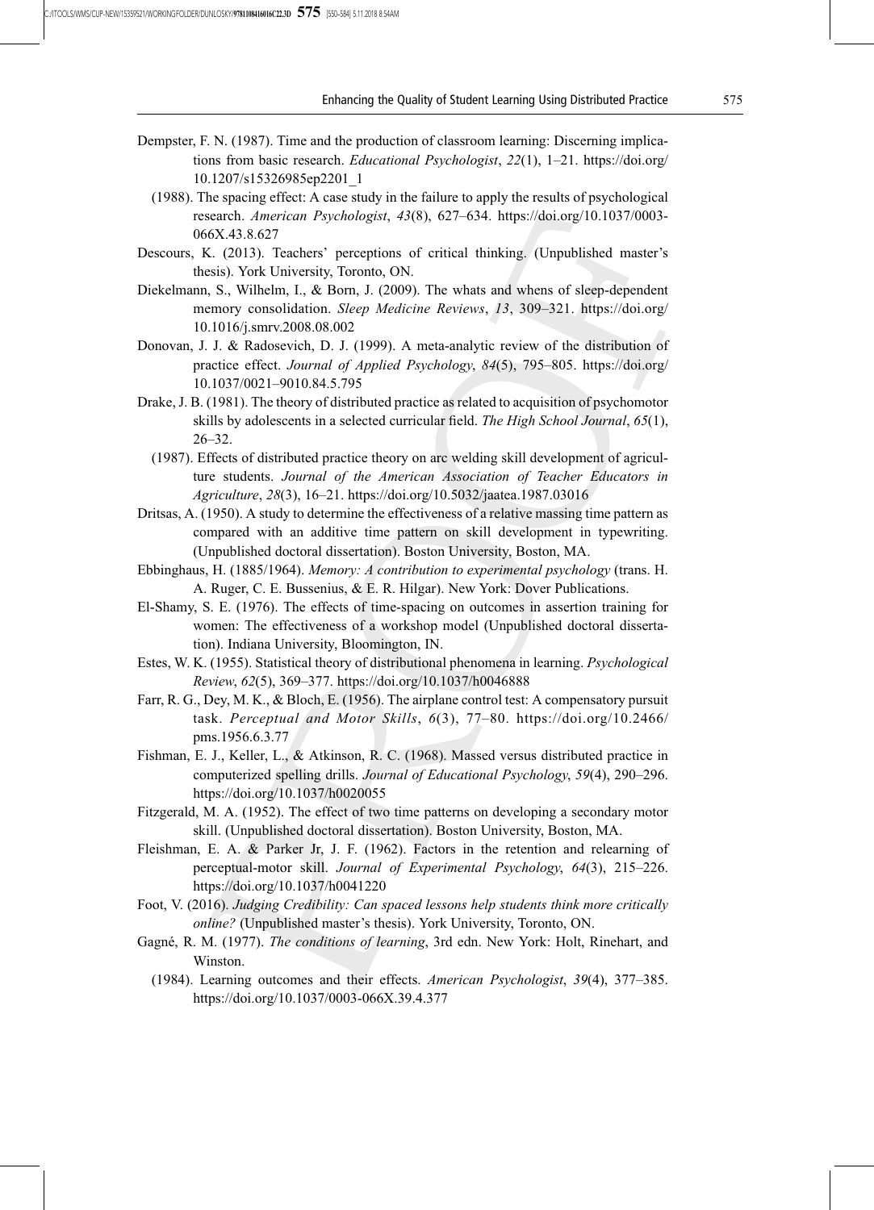Dempster, F. N. (1987). Time and the production of classroom learning: Discerning implications from basic research. *Educational Psychologist*, *22*(1), 1–21. https://doi.org/10.1207/s15326985ep2201_1

(1988). The spacing effect: A case study in the failure to apply the results of psychological research. *American Psychologist*, *43*(8), 627–634. https://doi.org/10.1037/0003-066X.43.8.627

Descours, K. (2013). Teachers' perceptions of critical thinking. (Unpublished master's thesis). York University, Toronto, ON.

Diekelmann, S., Wilhelm, I., & Born, J. (2009). The whats and whens of sleep-dependent memory consolidation. *Sleep Medicine Reviews*, *13*, 309–321. https://doi.org/10.1016/j.smrv.2008.08.002

Donovan, J. J. & Radosevich, D. J. (1999). A meta-analytic review of the distribution of practice effect. *Journal of Applied Psychology*, *84*(5), 795–805. https://doi.org/10.1037/0021–9010.84.5.795

Drake, J. B. (1981). The theory of distributed practice as related to acquisition of psychomotor skills by adolescents in a selected curricular field. *The High School Journal*, *65*(1), 26–32.

(1987). Effects of distributed practice theory on arc welding skill development of agriculture students. *Journal of the American Association of Teacher Educators in Agriculture*, *28*(3), 16–21. https://doi.org/10.5032/jaatea.1987.03016

Dritsas, A. (1950). A study to determine the effectiveness of a relative massing time pattern as compared with an additive time pattern on skill development in typewriting. (Unpublished doctoral dissertation). Boston University, Boston, MA.

Ebbinghaus, H. (1885/1964). *Memory: A contribution to experimental psychology* (trans. H. A. Ruger, C. E. Bussenius, & E. R. Hilgar). New York: Dover Publications.

El-Shamy, S. E. (1976). The effects of time-spacing on outcomes in assertion training for women: The effectiveness of a workshop model (Unpublished doctoral dissertation). Indiana University, Bloomington, IN.

Estes, W. K. (1955). Statistical theory of distributional phenomena in learning. *Psychological Review*, *62*(5), 369–377. https://doi.org/10.1037/h0046888

Farr, R. G., Dey, M. K., & Bloch, E. (1956). The airplane control test: A compensatory pursuit task. *Perceptual and Motor Skills*, *6*(3), 77–80. https://doi.org/10.2466/pms.1956.6.3.77

Fishman, E. J., Keller, L., & Atkinson, R. C. (1968). Massed versus distributed practice in computerized spelling drills. *Journal of Educational Psychology*, *59*(4), 290–296. https://doi.org/10.1037/h0020055

Fitzgerald, M. A. (1952). The effect of two time patterns on developing a secondary motor skill. (Unpublished doctoral dissertation). Boston University, Boston, MA.

Fleishman, E. A. & Parker Jr, J. F. (1962). Factors in the retention and relearning of perceptual-motor skill. *Journal of Experimental Psychology*, *64*(3), 215–226. https://doi.org/10.1037/h0041220

Foot, V. (2016). *Judging Credibility: Can spaced lessons help students think more critically online?* (Unpublished master's thesis). York University, Toronto, ON.

Gagné, R. M. (1977). *The conditions of learning*, 3rd edn. New York: Holt, Rinehart, and Winston.

(1984). Learning outcomes and their effects. *American Psychologist*, *39*(4), 377–385. https://doi.org/10.1037/0003-066X.39.4.377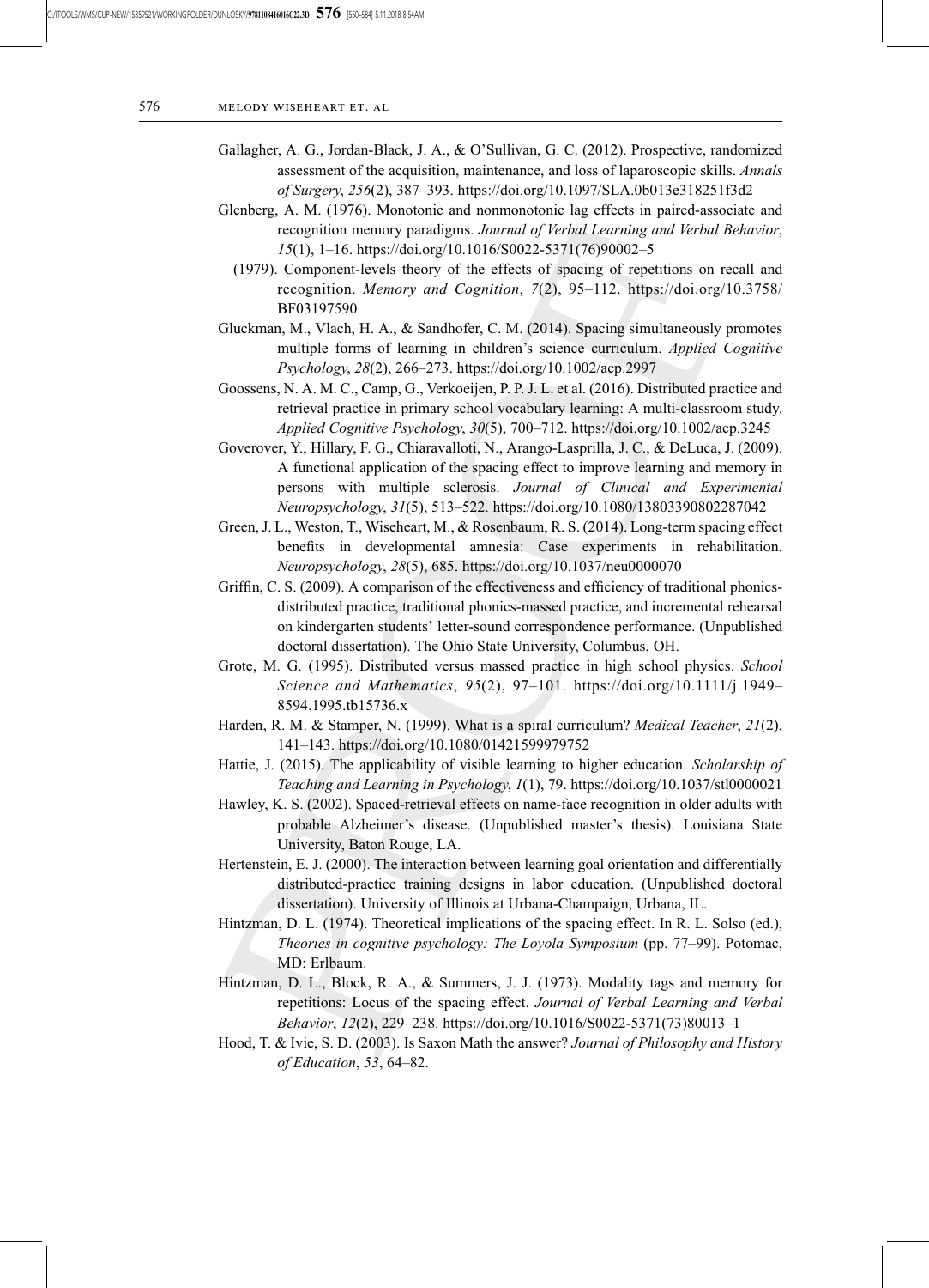Gallagher, A. G., Jordan-Black, J. A., & O'Sullivan, G. C. (2012). Prospective, randomized assessment of the acquisition, maintenance, and loss of laparoscopic skills. *Annals of Surgery*, *256*(2), 387–393. https://doi.org/10.1097/SLA.0b013e318251f3d2

Glenberg, A. M. (1976). Monotonic and nonmonotonic lag effects in paired-associate and recognition memory paradigms. *Journal of Verbal Learning and Verbal Behavior*, *15*(1), 1–16. https://doi.org/10.1016/S0022-5371(76)90002–5

(1979). Component-levels theory of the effects of spacing of repetitions on recall and recognition. *Memory and Cognition*, *7*(2), 95–112. https://doi.org/10.3758/BF03197590

Gluckman, M., Vlach, H. A., & Sandhofer, C. M. (2014). Spacing simultaneously promotes multiple forms of learning in children's science curriculum. *Applied Cognitive Psychology*, *28*(2), 266–273. https://doi.org/10.1002/acp.2997

Goossens, N. A. M. C., Camp, G., Verkoeijen, P. P. J. L. et al. (2016). Distributed practice and retrieval practice in primary school vocabulary learning: A multi-classroom study. *Applied Cognitive Psychology*, *30*(5), 700–712. https://doi.org/10.1002/acp.3245

Goverover, Y., Hillary, F. G., Chiaravalloti, N., Arango-Lasprilla, J. C., & DeLuca, J. (2009). A functional application of the spacing effect to improve learning and memory in persons with multiple sclerosis. *Journal of Clinical and Experimental Neuropsychology*, *31*(5), 513–522. https://doi.org/10.1080/13803390802287042

Green, J. L., Weston, T., Wiseheart, M., & Rosenbaum, R. S. (2014). Long-term spacing effect benefits in developmental amnesia: Case experiments in rehabilitation. *Neuropsychology*, *28*(5), 685. https://doi.org/10.1037/neu0000070

Griffin, C. S. (2009). A comparison of the effectiveness and efficiency of traditional phonics-distributed practice, traditional phonics-massed practice, and incremental rehearsal on kindergarten students' letter-sound correspondence performance. (Unpublished doctoral dissertation). The Ohio State University, Columbus, OH.

Grote, M. G. (1995). Distributed versus massed practice in high school physics. *School Science and Mathematics*, *95*(2), 97–101. https://doi.org/10.1111/j.1949–8594.1995.tb15736.x

Harden, R. M. & Stamper, N. (1999). What is a spiral curriculum? *Medical Teacher*, *21*(2), 141–143. https://doi.org/10.1080/01421599979752

Hattie, J. (2015). The applicability of visible learning to higher education. *Scholarship of Teaching and Learning in Psychology*, *1*(1), 79. https://doi.org/10.1037/stl0000021

Hawley, K. S. (2002). Spaced-retrieval effects on name-face recognition in older adults with probable Alzheimer's disease. (Unpublished master's thesis). Louisiana State University, Baton Rouge, LA.

Hertenstein, E. J. (2000). The interaction between learning goal orientation and differentially distributed-practice training designs in labor education. (Unpublished doctoral dissertation). University of Illinois at Urbana-Champaign, Urbana, IL.

Hintzman, D. L. (1974). Theoretical implications of the spacing effect. In R. L. Solso (ed.), *Theories in cognitive psychology: The Loyola Symposium* (pp. 77–99). Potomac, MD: Erlbaum.

Hintzman, D. L., Block, R. A., & Summers, J. J. (1973). Modality tags and memory for repetitions: Locus of the spacing effect. *Journal of Verbal Learning and Verbal Behavior*, *12*(2), 229–238. https://doi.org/10.1016/S0022-5371(73)80013–1

Hood, T. & Ivie, S. D. (2003). Is Saxon Math the answer? *Journal of Philosophy and History of Education*, *53*, 64–82.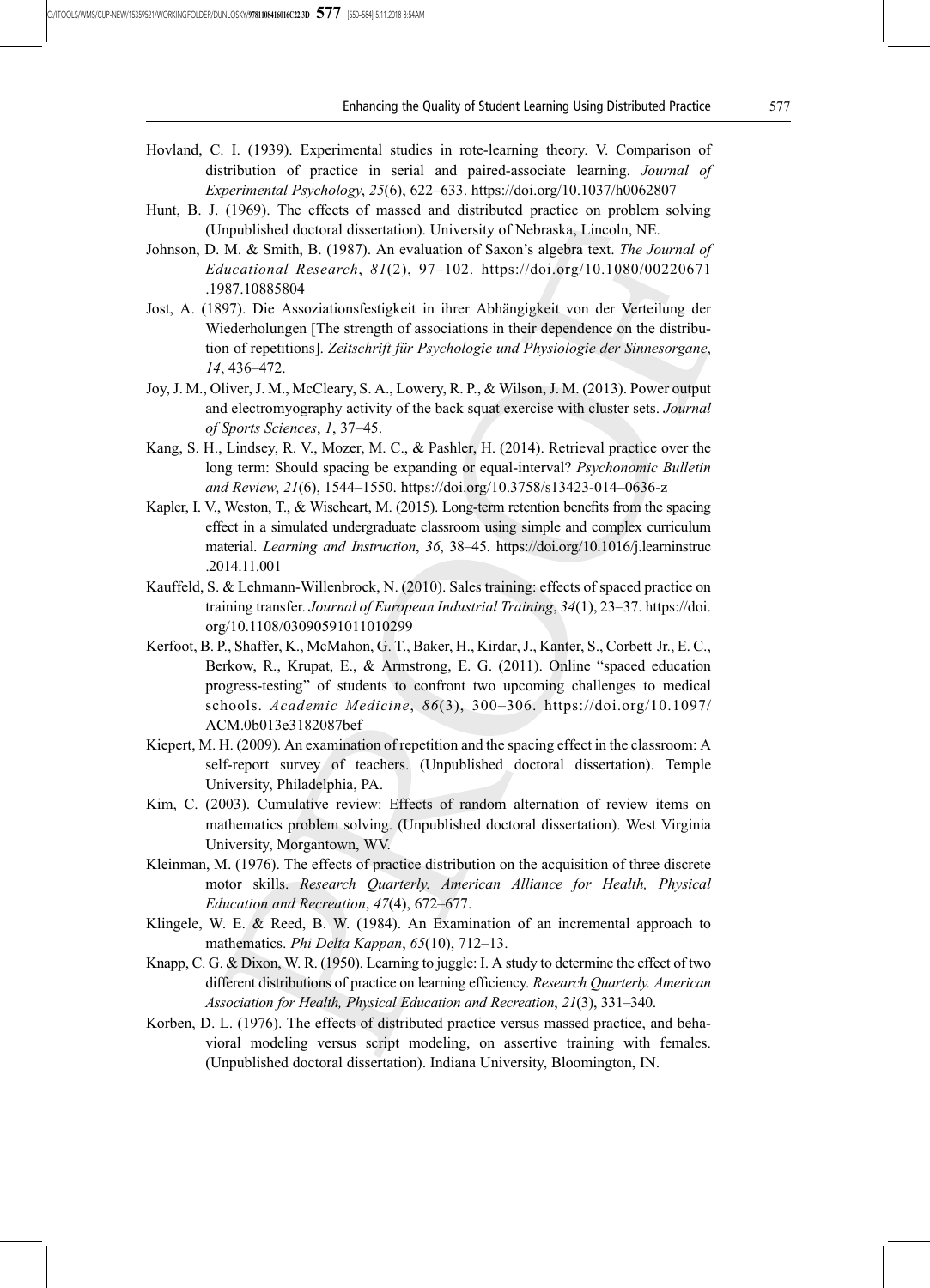Hovland, C. I. (1939). Experimental studies in rote-learning theory. V. Comparison of distribution of practice in serial and paired-associate learning. *Journal of Experimental Psychology*, *25*(6), 622–633. https://doi.org/10.1037/h0062807

Hunt, B. J. (1969). The effects of massed and distributed practice on problem solving (Unpublished doctoral dissertation). University of Nebraska, Lincoln, NE.

Johnson, D. M. & Smith, B. (1987). An evaluation of Saxon's algebra text. *The Journal of Educational Research*, *81*(2), 97–102. https://doi.org/10.1080/00220671.1987.10885804

Jost, A. (1897). Die Assoziationsfestigkeit in ihrer Abhängigkeit von der Verteilung der Wiederholungen [The strength of associations in their dependence on the distribution of repetitions]. *Zeitschrift für Psychologie und Physiologie der Sinnesorgane*, *14*, 436–472.

Joy, J. M., Oliver, J. M., McCleary, S. A., Lowery, R. P., & Wilson, J. M. (2013). Power output and electromyography activity of the back squat exercise with cluster sets. *Journal of Sports Sciences*, *1*, 37–45.

Kang, S. H., Lindsey, R. V., Mozer, M. C., & Pashler, H. (2014). Retrieval practice over the long term: Should spacing be expanding or equal-interval? *Psychonomic Bulletin and Review*, *21*(6), 1544–1550. https://doi.org/10.3758/s13423-014–0636-z

Kapler, I. V., Weston, T., & Wiseheart, M. (2015). Long-term retention benefits from the spacing effect in a simulated undergraduate classroom using simple and complex curriculum material. *Learning and Instruction*, *36*, 38–45. https://doi.org/10.1016/j.learninstruc.2014.11.001

Kauffeld, S. & Lehmann-Willenbrock, N. (2010). Sales training: effects of spaced practice on training transfer. *Journal of European Industrial Training*, *34*(1), 23–37. https://doi.org/10.1108/03090591011010299

Kerfoot, B. P., Shaffer, K., McMahon, G. T., Baker, H., Kirdar, J., Kanter, S., Corbett Jr., E. C., Berkow, R., Krupat, E., & Armstrong, E. G. (2011). Online "spaced education progress-testing" of students to confront two upcoming challenges to medical schools. *Academic Medicine*, *86*(3), 300–306. https://doi.org/10.1097/ACM.0b013e3182087bef

Kiepert, M. H. (2009). An examination of repetition and the spacing effect in the classroom: A self-report survey of teachers. (Unpublished doctoral dissertation). Temple University, Philadelphia, PA.

Kim, C. (2003). Cumulative review: Effects of random alternation of review items on mathematics problem solving. (Unpublished doctoral dissertation). West Virginia University, Morgantown, WV.

Kleinman, M. (1976). The effects of practice distribution on the acquisition of three discrete motor skills. *Research Quarterly. American Alliance for Health, Physical Education and Recreation*, *47*(4), 672–677.

Klingele, W. E. & Reed, B. W. (1984). An Examination of an incremental approach to mathematics. *Phi Delta Kappan*, *65*(10), 712–13.

Knapp, C. G. & Dixon, W. R. (1950). Learning to juggle: I. A study to determine the effect of two different distributions of practice on learning efficiency. *Research Quarterly. American Association for Health, Physical Education and Recreation*, *21*(3), 331–340.

Korben, D. L. (1976). The effects of distributed practice versus massed practice, and behavioral modeling versus script modeling, on assertive training with females. (Unpublished doctoral dissertation). Indiana University, Bloomington, IN.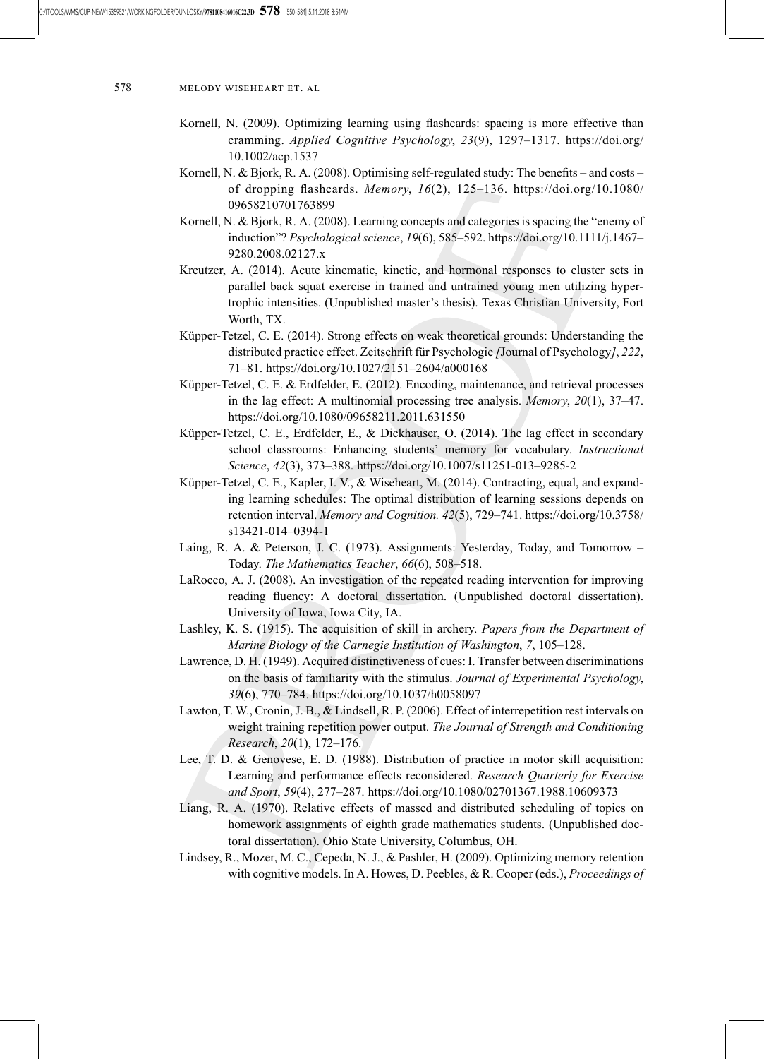Kornell, N. (2009). Optimizing learning using flashcards: spacing is more effective than cramming. *Applied Cognitive Psychology*, *23*(9), 1297–1317. https://doi.org/10.1002/acp.1537

Kornell, N. & Bjork, R. A. (2008). Optimising self-regulated study: The benefits – and costs – of dropping flashcards. *Memory*, *16*(2), 125–136. https://doi.org/10.1080/09658210701763899

Kornell, N. & Bjork, R. A. (2008). Learning concepts and categories is spacing the "enemy of induction"? *Psychological science*, *19*(6), 585–592. https://doi.org/10.1111/j.1467–9280.2008.02127.x

Kreutzer, A. (2014). Acute kinematic, kinetic, and hormonal responses to cluster sets in parallel back squat exercise in trained and untrained young men utilizing hypertrophic intensities. (Unpublished master's thesis). Texas Christian University, Fort Worth, TX.

Küpper-Tetzel, C. E. (2014). Strong effects on weak theoretical grounds: Understanding the distributed practice effect. Zeitschrift für Psychologie *[*Journal of Psychology*]*, *222*, 71–81. https://doi.org/10.1027/2151–2604/a000168

Küpper-Tetzel, C. E. & Erdfelder, E. (2012). Encoding, maintenance, and retrieval processes in the lag effect: A multinomial processing tree analysis. *Memory*, *20*(1), 37–47. https://doi.org/10.1080/09658211.2011.631550

Küpper-Tetzel, C. E., Erdfelder, E., & Dickhauser, O. (2014). The lag effect in secondary school classrooms: Enhancing students' memory for vocabulary. *Instructional Science*, *42*(3), 373–388. https://doi.org/10.1007/s11251-013–9285-2

Küpper-Tetzel, C. E., Kapler, I. V., & Wiseheart, M. (2014). Contracting, equal, and expanding learning schedules: The optimal distribution of learning sessions depends on retention interval. *Memory and Cognition. 42*(5), 729–741. https://doi.org/10.3758/s13421-014–0394-1

Laing, R. A. & Peterson, J. C. (1973). Assignments: Yesterday, Today, and Tomorrow – Today. *The Mathematics Teacher*, *66*(6), 508–518.

LaRocco, A. J. (2008). An investigation of the repeated reading intervention for improving reading fluency: A doctoral dissertation. (Unpublished doctoral dissertation). University of Iowa, Iowa City, IA.

Lashley, K. S. (1915). The acquisition of skill in archery. *Papers from the Department of Marine Biology of the Carnegie Institution of Washington*, *7*, 105–128.

Lawrence, D. H. (1949). Acquired distinctiveness of cues: I. Transfer between discriminations on the basis of familiarity with the stimulus. *Journal of Experimental Psychology*, *39*(6), 770–784. https://doi.org/10.1037/h0058097

Lawton, T. W., Cronin, J. B., & Lindsell, R. P. (2006). Effect of interrepetition rest intervals on weight training repetition power output. *The Journal of Strength and Conditioning Research*, *20*(1), 172–176.

Lee, T. D. & Genovese, E. D. (1988). Distribution of practice in motor skill acquisition: Learning and performance effects reconsidered. *Research Quarterly for Exercise and Sport*, *59*(4), 277–287. https://doi.org/10.1080/02701367.1988.10609373

Liang, R. A. (1970). Relative effects of massed and distributed scheduling of topics on homework assignments of eighth grade mathematics students. (Unpublished doctoral dissertation). Ohio State University, Columbus, OH.

Lindsey, R., Mozer, M. C., Cepeda, N. J., & Pashler, H. (2009). Optimizing memory retention with cognitive models. In A. Howes, D. Peebles, & R. Cooper (eds.), *Proceedings of*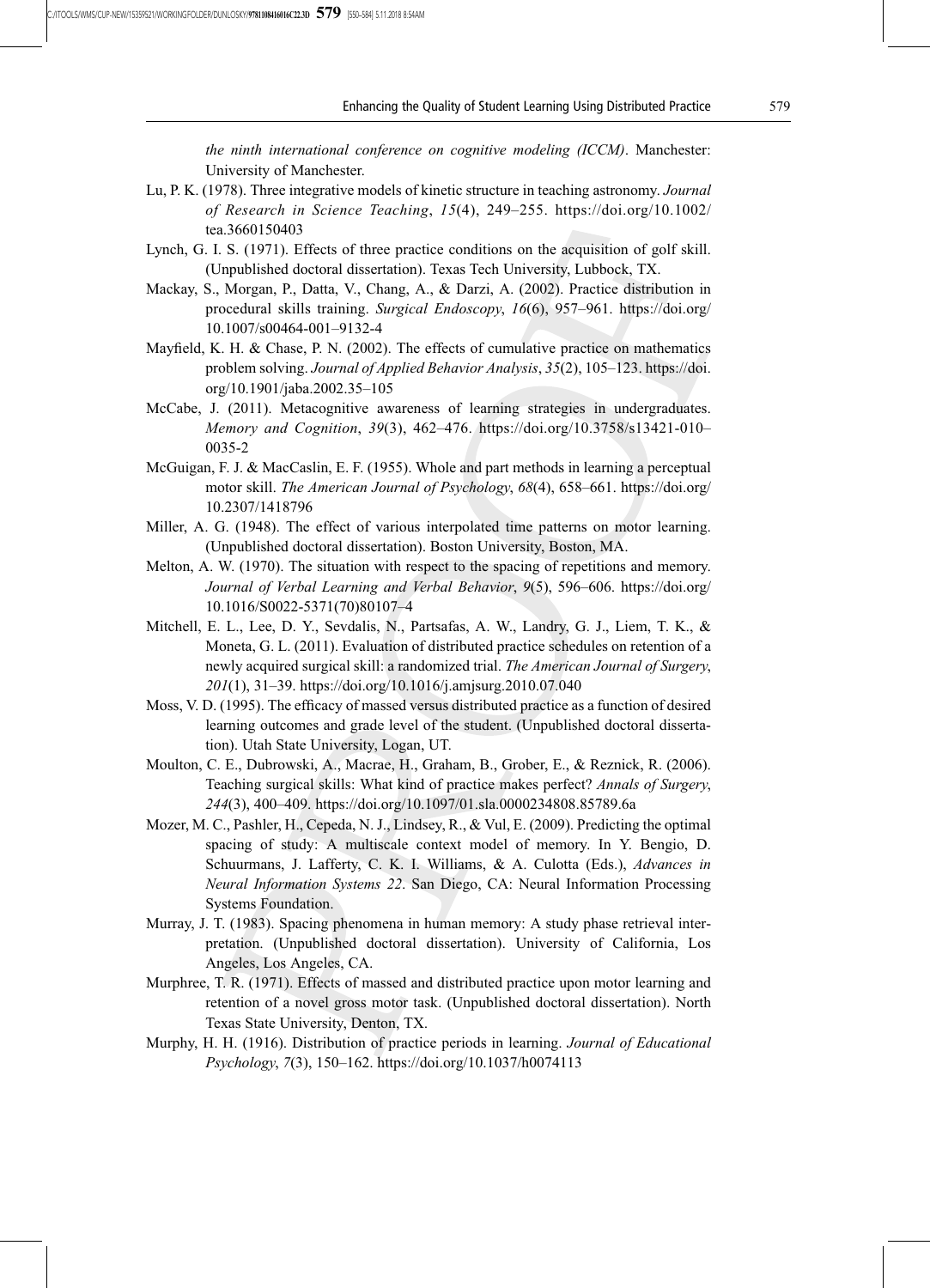*the ninth international conference on cognitive modeling (ICCM)*. Manchester: University of Manchester.

Lu, P. K. (1978). Three integrative models of kinetic structure in teaching astronomy. *Journal of Research in Science Teaching*, *15*(4), 249–255. https://doi.org/10.1002/tea.3660150403

Lynch, G. I. S. (1971). Effects of three practice conditions on the acquisition of golf skill. (Unpublished doctoral dissertation). Texas Tech University, Lubbock, TX.

Mackay, S., Morgan, P., Datta, V., Chang, A., & Darzi, A. (2002). Practice distribution in procedural skills training. *Surgical Endoscopy*, *16*(6), 957–961. https://doi.org/10.1007/s00464-001–9132-4

Mayfield, K. H. & Chase, P. N. (2002). The effects of cumulative practice on mathematics problem solving. *Journal of Applied Behavior Analysis*, *35*(2), 105–123. https://doi.org/10.1901/jaba.2002.35–105

McCabe, J. (2011). Metacognitive awareness of learning strategies in undergraduates. *Memory and Cognition*, *39*(3), 462–476. https://doi.org/10.3758/s13421-010–0035-2

McGuigan, F. J. & MacCaslin, E. F. (1955). Whole and part methods in learning a perceptual motor skill. *The American Journal of Psychology*, *68*(4), 658–661. https://doi.org/10.2307/1418796

Miller, A. G. (1948). The effect of various interpolated time patterns on motor learning. (Unpublished doctoral dissertation). Boston University, Boston, MA.

Melton, A. W. (1970). The situation with respect to the spacing of repetitions and memory. *Journal of Verbal Learning and Verbal Behavior*, *9*(5), 596–606. https://doi.org/10.1016/S0022-5371(70)80107–4

Mitchell, E. L., Lee, D. Y., Sevdalis, N., Partsafas, A. W., Landry, G. J., Liem, T. K., & Moneta, G. L. (2011). Evaluation of distributed practice schedules on retention of a newly acquired surgical skill: a randomized trial. *The American Journal of Surgery*, *201*(1), 31–39. https://doi.org/10.1016/j.amjsurg.2010.07.040

Moss, V. D. (1995). The efficacy of massed versus distributed practice as a function of desired learning outcomes and grade level of the student. (Unpublished doctoral dissertation). Utah State University, Logan, UT.

Moulton, C. E., Dubrowski, A., Macrae, H., Graham, B., Grober, E., & Reznick, R. (2006). Teaching surgical skills: What kind of practice makes perfect? *Annals of Surgery*, *244*(3), 400–409. https://doi.org/10.1097/01.sla.0000234808.85789.6a

Mozer, M. C., Pashler, H., Cepeda, N. J., Lindsey, R., & Vul, E. (2009). Predicting the optimal spacing of study: A multiscale context model of memory. In Y. Bengio, D. Schuurmans, J. Lafferty, C. K. I. Williams, & A. Culotta (Eds.), *Advances in Neural Information Systems 22*. San Diego, CA: Neural Information Processing Systems Foundation.

Murray, J. T. (1983). Spacing phenomena in human memory: A study phase retrieval interpretation. (Unpublished doctoral dissertation). University of California, Los Angeles, Los Angeles, CA.

Murphree, T. R. (1971). Effects of massed and distributed practice upon motor learning and retention of a novel gross motor task. (Unpublished doctoral dissertation). North Texas State University, Denton, TX.

Murphy, H. H. (1916). Distribution of practice periods in learning. *Journal of Educational Psychology*, *7*(3), 150–162. https://doi.org/10.1037/h0074113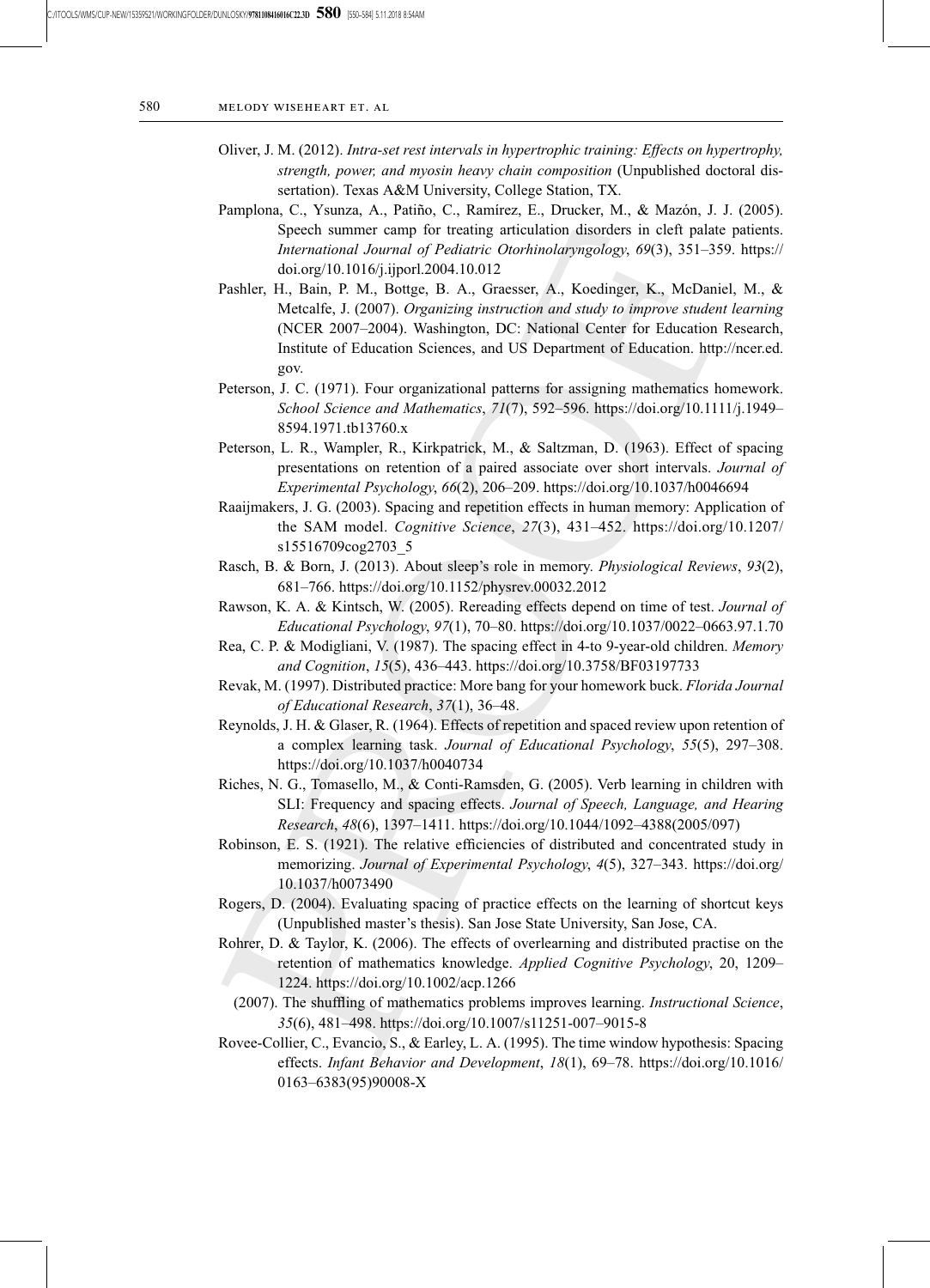Oliver, J. M. (2012). *Intra-set rest intervals in hypertrophic training: Effects on hypertrophy, strength, power, and myosin heavy chain composition* (Unpublished doctoral dissertation). Texas A&M University, College Station, TX.

Pamplona, C., Ysunza, A., Patiño, C., Ramírez, E., Drucker, M., & Mazón, J. J. (2005). Speech summer camp for treating articulation disorders in cleft palate patients. *International Journal of Pediatric Otorhinolaryngology*, *69*(3), 351–359. https://doi.org/10.1016/j.ijporl.2004.10.012

Pashler, H., Bain, P. M., Bottge, B. A., Graesser, A., Koedinger, K., McDaniel, M., & Metcalfe, J. (2007). *Organizing instruction and study to improve student learning* (NCER 2007–2004). Washington, DC: National Center for Education Research, Institute of Education Sciences, and US Department of Education. http://ncer.ed.gov.

Peterson, J. C. (1971). Four organizational patterns for assigning mathematics homework. *School Science and Mathematics*, *71*(7), 592–596. https://doi.org/10.1111/j.1949–8594.1971.tb13760.x

Peterson, L. R., Wampler, R., Kirkpatrick, M., & Saltzman, D. (1963). Effect of spacing presentations on retention of a paired associate over short intervals. *Journal of Experimental Psychology*, *66*(2), 206–209. https://doi.org/10.1037/h0046694

Raaijmakers, J. G. (2003). Spacing and repetition effects in human memory: Application of the SAM model. *Cognitive Science*, *27*(3), 431–452. https://doi.org/10.1207/s15516709cog2703_5

Rasch, B. & Born, J. (2013). About sleep's role in memory. *Physiological Reviews*, *93*(2), 681–766. https://doi.org/10.1152/physrev.00032.2012

Rawson, K. A. & Kintsch, W. (2005). Rereading effects depend on time of test. *Journal of Educational Psychology*, *97*(1), 70–80. https://doi.org/10.1037/0022–0663.97.1.70

Rea, C. P. & Modigliani, V. (1987). The spacing effect in 4-to 9-year-old children. *Memory and Cognition*, *15*(5), 436–443. https://doi.org/10.3758/BF03197733

Revak, M. (1997). Distributed practice: More bang for your homework buck. *Florida Journal of Educational Research*, *37*(1), 36–48.

Reynolds, J. H. & Glaser, R. (1964). Effects of repetition and spaced review upon retention of a complex learning task. *Journal of Educational Psychology*, *55*(5), 297–308. https://doi.org/10.1037/h0040734

Riches, N. G., Tomasello, M., & Conti-Ramsden, G. (2005). Verb learning in children with SLI: Frequency and spacing effects. *Journal of Speech, Language, and Hearing Research*, *48*(6), 1397–1411. https://doi.org/10.1044/1092–4388(2005/097)

Robinson, E. S. (1921). The relative efficiencies of distributed and concentrated study in memorizing. *Journal of Experimental Psychology*, *4*(5), 327–343. https://doi.org/10.1037/h0073490

Rogers, D. (2004). Evaluating spacing of practice effects on the learning of shortcut keys (Unpublished master's thesis). San Jose State University, San Jose, CA.

Rohrer, D. & Taylor, K. (2006). The effects of overlearning and distributed practise on the retention of mathematics knowledge. *Applied Cognitive Psychology*, 20, 1209–1224. https://doi.org/10.1002/acp.1266

(2007). The shuffling of mathematics problems improves learning. *Instructional Science*, *35*(6), 481–498. https://doi.org/10.1007/s11251-007–9015-8

Rovee-Collier, C., Evancio, S., & Earley, L. A. (1995). The time window hypothesis: Spacing effects. *Infant Behavior and Development*, *18*(1), 69–78. https://doi.org/10.1016/0163–6383(95)90008-X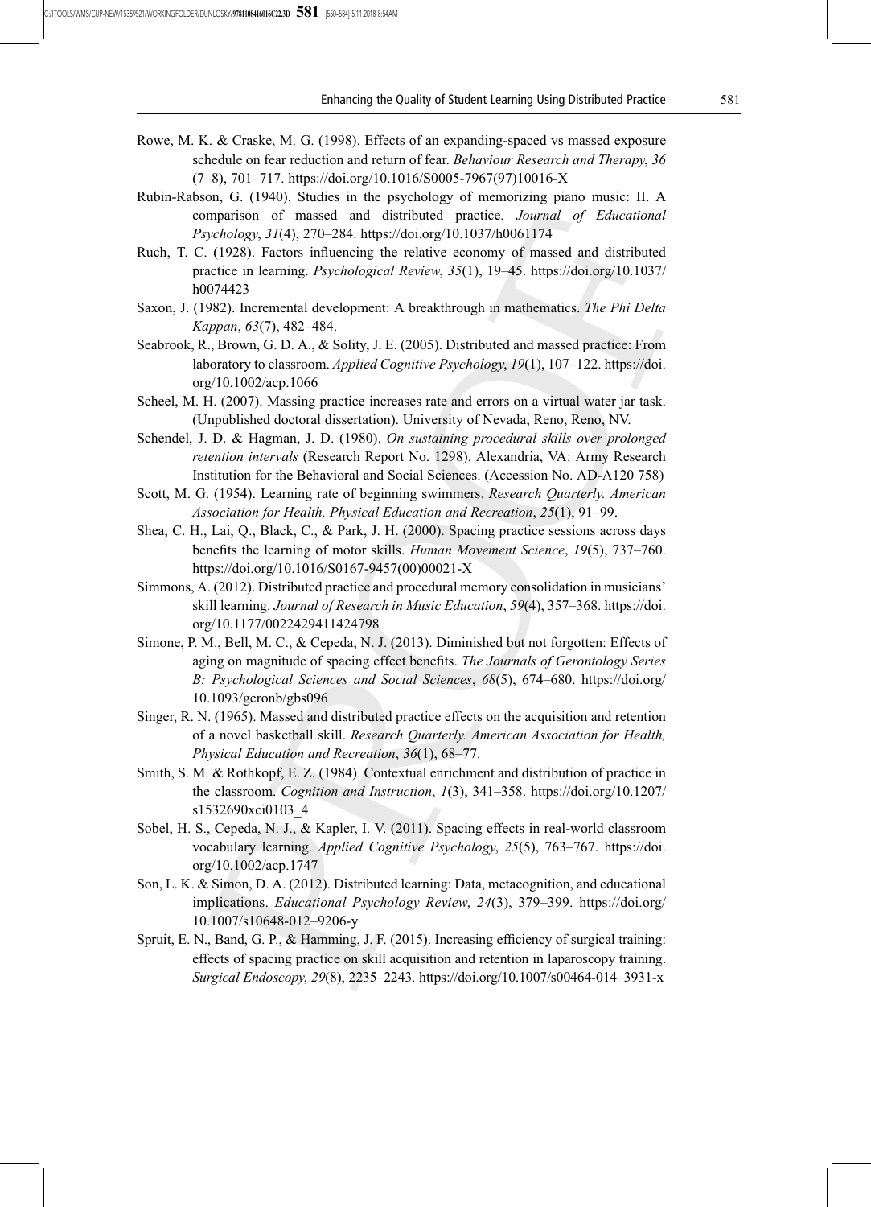Rowe, M. K. & Craske, M. G. (1998). Effects of an expanding-spaced vs massed exposure schedule on fear reduction and return of fear. *Behaviour Research and Therapy*, *36* (7–8), 701–717. https://doi.org/10.1016/S0005-7967(97)10016-X

Rubin-Rabson, G. (1940). Studies in the psychology of memorizing piano music: II. A comparison of massed and distributed practice. *Journal of Educational Psychology*, *31*(4), 270–284. https://doi.org/10.1037/h0061174

Ruch, T. C. (1928). Factors influencing the relative economy of massed and distributed practice in learning. *Psychological Review*, *35*(1), 19–45. https://doi.org/10.1037/h0074423

Saxon, J. (1982). Incremental development: A breakthrough in mathematics. *The Phi Delta Kappan*, *63*(7), 482–484.

Seabrook, R., Brown, G. D. A., & Solity, J. E. (2005). Distributed and massed practice: From laboratory to classroom. *Applied Cognitive Psychology*, *19*(1), 107–122. https://doi.org/10.1002/acp.1066

Scheel, M. H. (2007). Massing practice increases rate and errors on a virtual water jar task. (Unpublished doctoral dissertation). University of Nevada, Reno, Reno, NV.

Schendel, J. D. & Hagman, J. D. (1980). *On sustaining procedural skills over prolonged retention intervals* (Research Report No. 1298). Alexandria, VA: Army Research Institution for the Behavioral and Social Sciences. (Accession No. AD-A120 758)

Scott, M. G. (1954). Learning rate of beginning swimmers. *Research Quarterly. American Association for Health, Physical Education and Recreation*, *25*(1), 91–99.

Shea, C. H., Lai, Q., Black, C., & Park, J. H. (2000). Spacing practice sessions across days benefits the learning of motor skills. *Human Movement Science*, *19*(5), 737–760. https://doi.org/10.1016/S0167-9457(00)00021-X

Simmons, A. (2012). Distributed practice and procedural memory consolidation in musicians' skill learning. *Journal of Research in Music Education*, *59*(4), 357–368. https://doi.org/10.1177/0022429411424798

Simone, P. M., Bell, M. C., & Cepeda, N. J. (2013). Diminished but not forgotten: Effects of aging on magnitude of spacing effect benefits. *The Journals of Gerontology Series B: Psychological Sciences and Social Sciences*, *68*(5), 674–680. https://doi.org/10.1093/geronb/gbs096

Singer, R. N. (1965). Massed and distributed practice effects on the acquisition and retention of a novel basketball skill. *Research Quarterly. American Association for Health, Physical Education and Recreation*, *36*(1), 68–77.

Smith, S. M. & Rothkopf, E. Z. (1984). Contextual enrichment and distribution of practice in the classroom. *Cognition and Instruction*, *1*(3), 341–358. https://doi.org/10.1207/s1532690xci0103_4

Sobel, H. S., Cepeda, N. J., & Kapler, I. V. (2011). Spacing effects in real-world classroom vocabulary learning. *Applied Cognitive Psychology*, *25*(5), 763–767. https://doi.org/10.1002/acp.1747

Son, L. K. & Simon, D. A. (2012). Distributed learning: Data, metacognition, and educational implications. *Educational Psychology Review*, *24*(3), 379–399. https://doi.org/10.1007/s10648-012–9206-y

Spruit, E. N., Band, G. P., & Hamming, J. F. (2015). Increasing efficiency of surgical training: effects of spacing practice on skill acquisition and retention in laparoscopy training. *Surgical Endoscopy*, *29*(8), 2235–2243. https://doi.org/10.1007/s00464-014–3931-x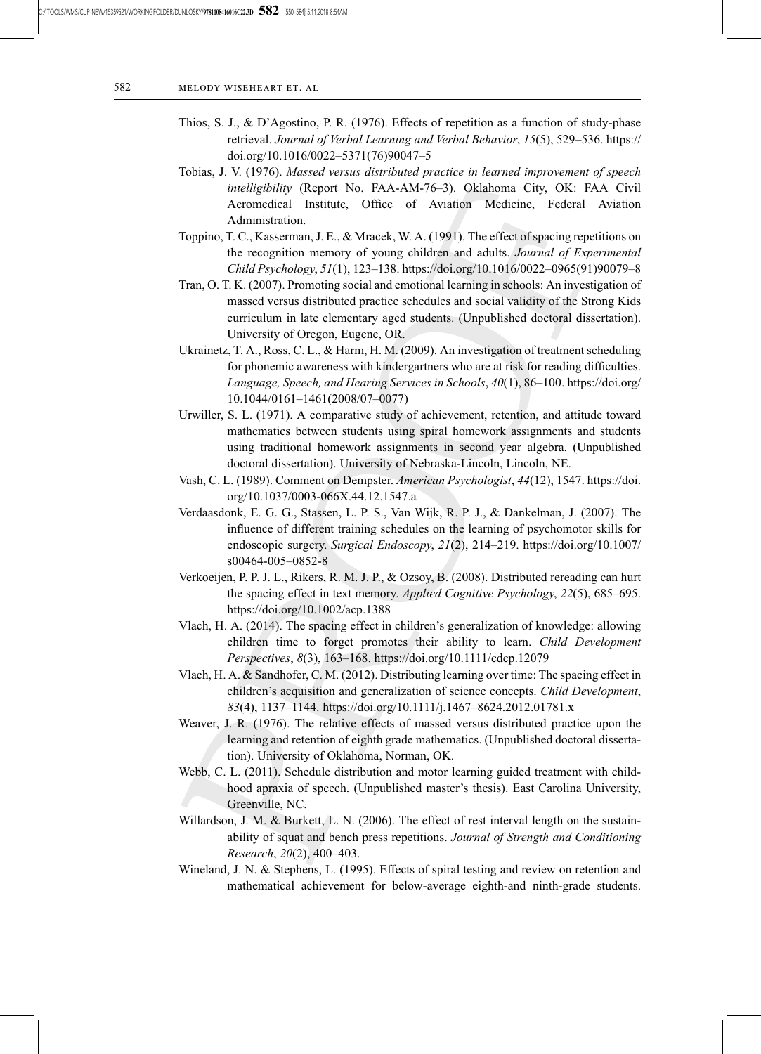Thios, S. J., & D'Agostino, P. R. (1976). Effects of repetition as a function of study-phase retrieval. *Journal of Verbal Learning and Verbal Behavior*, *15*(5), 529–536. https://doi.org/10.1016/0022–5371(76)90047–5

Tobias, J. V. (1976). *Massed versus distributed practice in learned improvement of speech intelligibility* (Report No. FAA-AM-76–3). Oklahoma City, OK: FAA Civil Aeromedical Institute, Office of Aviation Medicine, Federal Aviation Administration.

Toppino, T. C., Kasserman, J. E., & Mracek, W. A. (1991). The effect of spacing repetitions on the recognition memory of young children and adults. *Journal of Experimental Child Psychology*, *51*(1), 123–138. https://doi.org/10.1016/0022–0965(91)90079–8

Tran, O. T. K. (2007). Promoting social and emotional learning in schools: An investigation of massed versus distributed practice schedules and social validity of the Strong Kids curriculum in late elementary aged students. (Unpublished doctoral dissertation). University of Oregon, Eugene, OR.

Ukrainetz, T. A., Ross, C. L., & Harm, H. M. (2009). An investigation of treatment scheduling for phonemic awareness with kindergartners who are at risk for reading difficulties. *Language, Speech, and Hearing Services in Schools*, *40*(1), 86–100. https://doi.org/10.1044/0161–1461(2008/07–0077)

Urwiller, S. L. (1971). A comparative study of achievement, retention, and attitude toward mathematics between students using spiral homework assignments and students using traditional homework assignments in second year algebra. (Unpublished doctoral dissertation). University of Nebraska-Lincoln, Lincoln, NE.

Vash, C. L. (1989). Comment on Dempster. *American Psychologist*, *44*(12), 1547. https://doi.org/10.1037/0003-066X.44.12.1547.a

Verdaasdonk, E. G. G., Stassen, L. P. S., Van Wijk, R. P. J., & Dankelman, J. (2007). The influence of different training schedules on the learning of psychomotor skills for endoscopic surgery. *Surgical Endoscopy*, *21*(2), 214–219. https://doi.org/10.1007/s00464-005–0852-8

Verkoeijen, P. P. J. L., Rikers, R. M. J. P., & Ozsoy, B. (2008). Distributed rereading can hurt the spacing effect in text memory. *Applied Cognitive Psychology*, *22*(5), 685–695. https://doi.org/10.1002/acp.1388

Vlach, H. A. (2014). The spacing effect in children's generalization of knowledge: allowing children time to forget promotes their ability to learn. *Child Development Perspectives*, *8*(3), 163–168. https://doi.org/10.1111/cdep.12079

Vlach, H. A. & Sandhofer, C. M. (2012). Distributing learning over time: The spacing effect in children's acquisition and generalization of science concepts. *Child Development*, *83*(4), 1137–1144. https://doi.org/10.1111/j.1467–8624.2012.01781.x

Weaver, J. R. (1976). The relative effects of massed versus distributed practice upon the learning and retention of eighth grade mathematics. (Unpublished doctoral dissertation). University of Oklahoma, Norman, OK.

Webb, C. L. (2011). Schedule distribution and motor learning guided treatment with childhood apraxia of speech. (Unpublished master's thesis). East Carolina University, Greenville, NC.

Willardson, J. M. & Burkett, L. N. (2006). The effect of rest interval length on the sustainability of squat and bench press repetitions. *Journal of Strength and Conditioning Research*, *20*(2), 400–403.

Wineland, J. N. & Stephens, L. (1995). Effects of spiral testing and review on retention and mathematical achievement for below-average eighth-and ninth-grade students.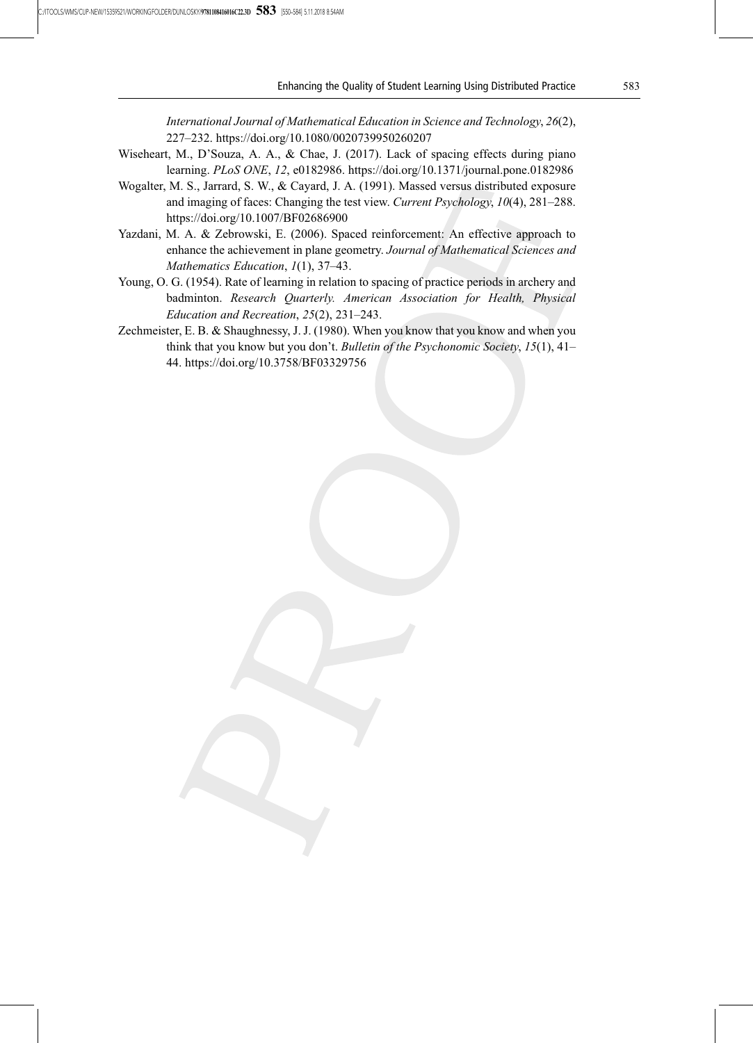*International Journal of Mathematical Education in Science and Technology*, *26*(2), 227–232. https://doi.org/10.1080/0020739950260207

Wiseheart, M., D'Souza, A. A., & Chae, J. (2017). Lack of spacing effects during piano learning. *PLoS ONE*, *12*, e0182986. https://doi.org/10.1371/journal.pone.0182986

Wogalter, M. S., Jarrard, S. W., & Cayard, J. A. (1991). Massed versus distributed exposure and imaging of faces: Changing the test view. *Current Psychology*, *10*(4), 281–288. https://doi.org/10.1007/BF02686900

Yazdani, M. A. & Zebrowski, E. (2006). Spaced reinforcement: An effective approach to enhance the achievement in plane geometry. *Journal of Mathematical Sciences and Mathematics Education*, *1*(1), 37–43.

Young, O. G. (1954). Rate of learning in relation to spacing of practice periods in archery and badminton. *Research Quarterly. American Association for Health, Physical Education and Recreation*, *25*(2), 231–243.

Zechmeister, E. B. & Shaughnessy, J. J. (1980). When you know that you know and when you think that you know but you don't. *Bulletin of the Psychonomic Society*, *15*(1), 41–44. https://doi.org/10.3758/BF03329756